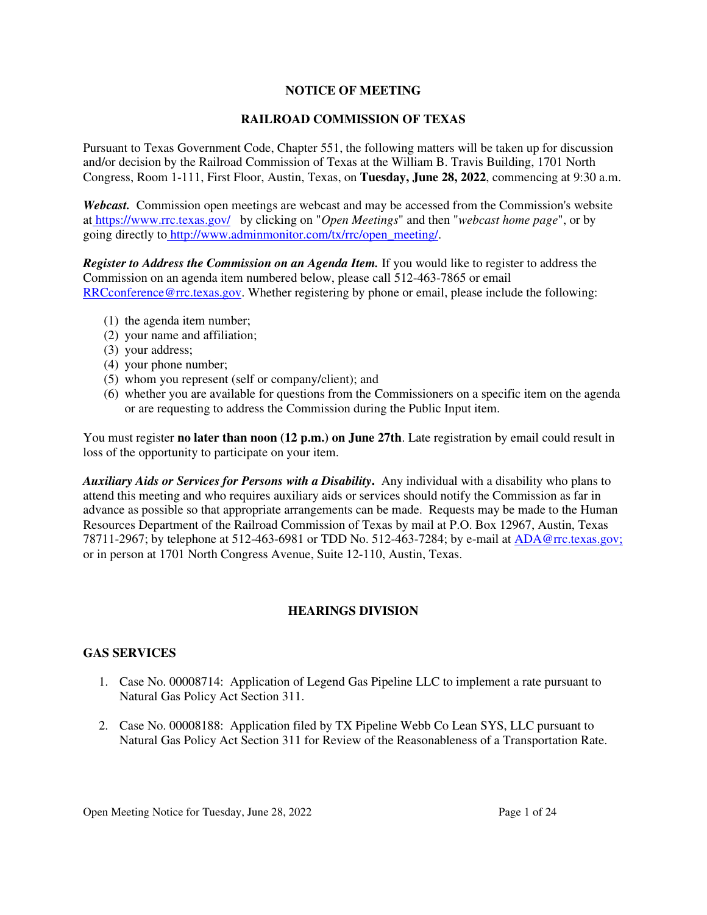# NOTICE OF MEETING

# RAILROAD COMMISSION OF TEXAS

Pursuant to Texas Government Code, Chapter 551, the following matters will be taken up for discussion and/or decision by the Railroad Commission of Texas at the William B. Travis Building, 1701 North Congress, Room 1-111, First Floor, Austin, Texas, on **Tuesday, June 28, 2022**, commencing at 9:30 a.m.

***Webcast.*** Commission open meetings are webcast and may be accessed from the Commission's website at https://www.rrc.texas.gov/ by clicking on "*Open Meetings*" and then "*webcast home page*", or by going directly to http://www.adminmonitor.com/tx/rrc/open_meeting/.

***Register to Address the Commission on an Agenda Item.*** If you would like to register to address the Commission on an agenda item numbered below, please call 512-463-7865 or email RRCconference@rrc.texas.gov. Whether registering by phone or email, please include the following:

(1) the agenda item number;
(2) your name and affiliation;
(3) your address;
(4) your phone number;
(5) whom you represent (self or company/client); and
(6) whether you are available for questions from the Commissioners on a specific item on the agenda or are requesting to address the Commission during the Public Input item.

You must register **no later than noon (12 p.m.) on June 27th**. Late registration by email could result in loss of the opportunity to participate on your item.

***Auxiliary Aids or Services for Persons with a Disability*.** Any individual with a disability who plans to attend this meeting and who requires auxiliary aids or services should notify the Commission as far in advance as possible so that appropriate arrangements can be made. Requests may be made to the Human Resources Department of the Railroad Commission of Texas by mail at P.O. Box 12967, Austin, Texas 78711-2967; by telephone at 512-463-6981 or TDD No. 512-463-7284; by e-mail at ADA@rrc.texas.gov; or in person at 1701 North Congress Avenue, Suite 12-110, Austin, Texas.

## HEARINGS DIVISION

### GAS SERVICES

1. Case No. 00008714: Application of Legend Gas Pipeline LLC to implement a rate pursuant to Natural Gas Policy Act Section 311.

2. Case No. 00008188: Application filed by TX Pipeline Webb Co Lean SYS, LLC pursuant to Natural Gas Policy Act Section 311 for Review of the Reasonableness of a Transportation Rate.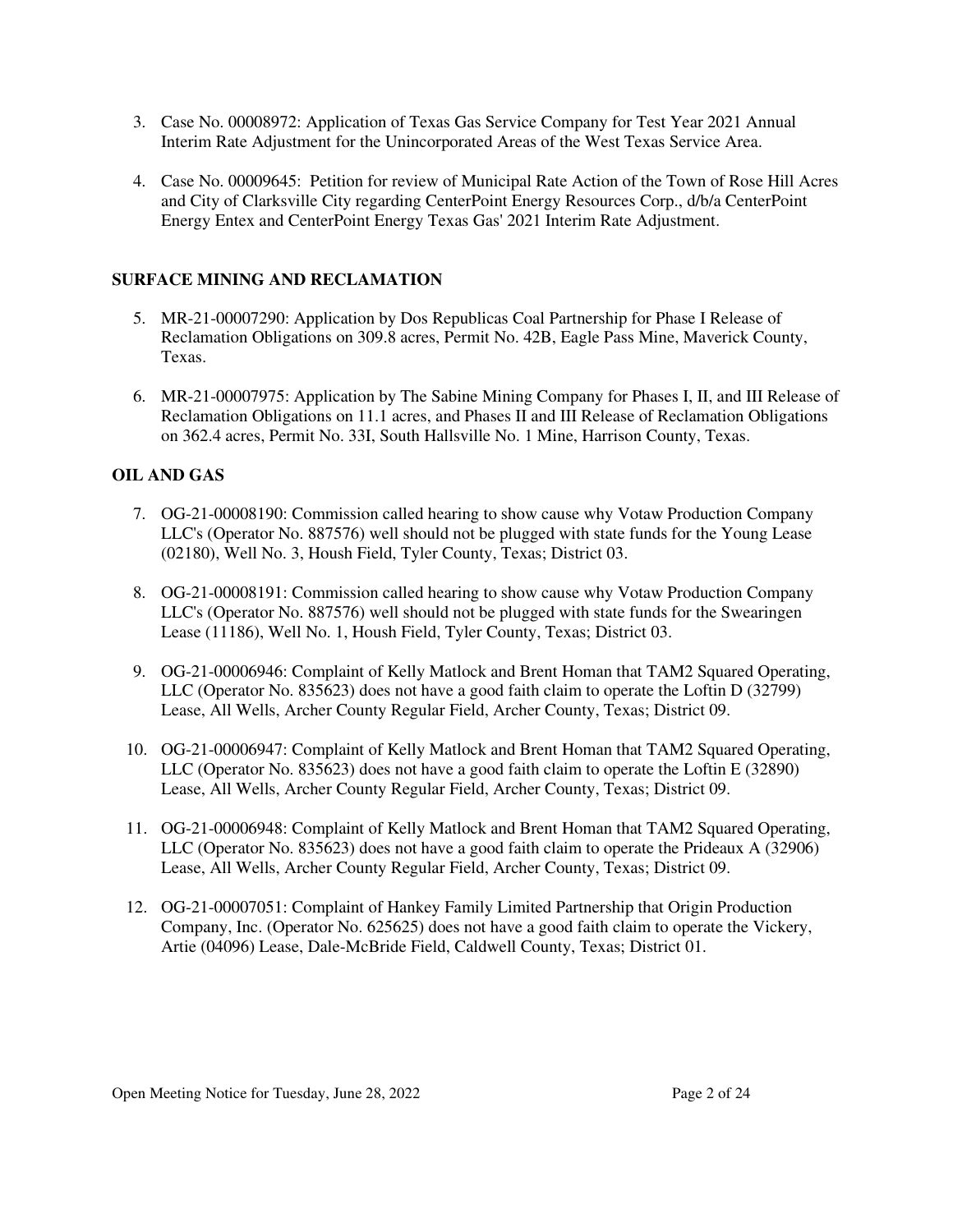3. Case No. 00008972: Application of Texas Gas Service Company for Test Year 2021 Annual Interim Rate Adjustment for the Unincorporated Areas of the West Texas Service Area.

4. Case No. 00009645: Petition for review of Municipal Rate Action of the Town of Rose Hill Acres and City of Clarksville City regarding CenterPoint Energy Resources Corp., d/b/a CenterPoint Energy Entex and CenterPoint Energy Texas Gas' 2021 Interim Rate Adjustment.

## SURFACE MINING AND RECLAMATION

5. MR-21-00007290: Application by Dos Republicas Coal Partnership for Phase I Release of Reclamation Obligations on 309.8 acres, Permit No. 42B, Eagle Pass Mine, Maverick County, Texas.

6. MR-21-00007975: Application by The Sabine Mining Company for Phases I, II, and III Release of Reclamation Obligations on 11.1 acres, and Phases II and III Release of Reclamation Obligations on 362.4 acres, Permit No. 33I, South Hallsville No. 1 Mine, Harrison County, Texas.

## OIL AND GAS

7. OG-21-00008190: Commission called hearing to show cause why Votaw Production Company LLC's (Operator No. 887576) well should not be plugged with state funds for the Young Lease (02180), Well No. 3, Housh Field, Tyler County, Texas; District 03.

8. OG-21-00008191: Commission called hearing to show cause why Votaw Production Company LLC's (Operator No. 887576) well should not be plugged with state funds for the Swearingen Lease (11186), Well No. 1, Housh Field, Tyler County, Texas; District 03.

9. OG-21-00006946: Complaint of Kelly Matlock and Brent Homan that TAM2 Squared Operating, LLC (Operator No. 835623) does not have a good faith claim to operate the Loftin D (32799) Lease, All Wells, Archer County Regular Field, Archer County, Texas; District 09.

10. OG-21-00006947: Complaint of Kelly Matlock and Brent Homan that TAM2 Squared Operating, LLC (Operator No. 835623) does not have a good faith claim to operate the Loftin E (32890) Lease, All Wells, Archer County Regular Field, Archer County, Texas; District 09.

11. OG-21-00006948: Complaint of Kelly Matlock and Brent Homan that TAM2 Squared Operating, LLC (Operator No. 835623) does not have a good faith claim to operate the Prideaux A (32906) Lease, All Wells, Archer County Regular Field, Archer County, Texas; District 09.

12. OG-21-00007051: Complaint of Hankey Family Limited Partnership that Origin Production Company, Inc. (Operator No. 625625) does not have a good faith claim to operate the Vickery, Artie (04096) Lease, Dale-McBride Field, Caldwell County, Texas; District 01.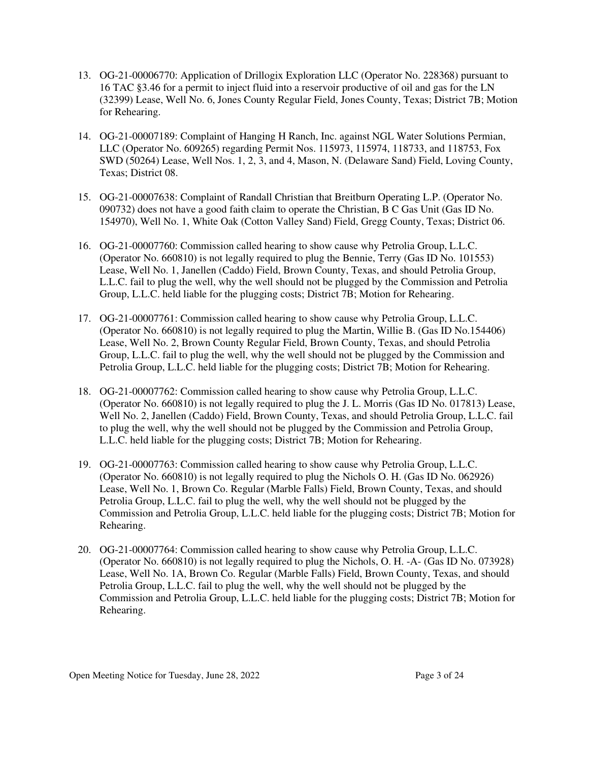13. OG-21-00006770: Application of Drillogix Exploration LLC (Operator No. 228368) pursuant to 16 TAC §3.46 for a permit to inject fluid into a reservoir productive of oil and gas for the LN (32399) Lease, Well No. 6, Jones County Regular Field, Jones County, Texas; District 7B; Motion for Rehearing.

14. OG-21-00007189: Complaint of Hanging H Ranch, Inc. against NGL Water Solutions Permian, LLC (Operator No. 609265) regarding Permit Nos. 115973, 115974, 118733, and 118753, Fox SWD (50264) Lease, Well Nos. 1, 2, 3, and 4, Mason, N. (Delaware Sand) Field, Loving County, Texas; District 08.

15. OG-21-00007638: Complaint of Randall Christian that Breitburn Operating L.P. (Operator No. 090732) does not have a good faith claim to operate the Christian, B C Gas Unit (Gas ID No. 154970), Well No. 1, White Oak (Cotton Valley Sand) Field, Gregg County, Texas; District 06.

16. OG-21-00007760: Commission called hearing to show cause why Petrolia Group, L.L.C. (Operator No. 660810) is not legally required to plug the Bennie, Terry (Gas ID No. 101553) Lease, Well No. 1, Janellen (Caddo) Field, Brown County, Texas, and should Petrolia Group, L.L.C. fail to plug the well, why the well should not be plugged by the Commission and Petrolia Group, L.L.C. held liable for the plugging costs; District 7B; Motion for Rehearing.

17. OG-21-00007761: Commission called hearing to show cause why Petrolia Group, L.L.C. (Operator No. 660810) is not legally required to plug the Martin, Willie B. (Gas ID No.154406) Lease, Well No. 2, Brown County Regular Field, Brown County, Texas, and should Petrolia Group, L.L.C. fail to plug the well, why the well should not be plugged by the Commission and Petrolia Group, L.L.C. held liable for the plugging costs; District 7B; Motion for Rehearing.

18. OG-21-00007762: Commission called hearing to show cause why Petrolia Group, L.L.C. (Operator No. 660810) is not legally required to plug the J. L. Morris (Gas ID No. 017813) Lease, Well No. 2, Janellen (Caddo) Field, Brown County, Texas, and should Petrolia Group, L.L.C. fail to plug the well, why the well should not be plugged by the Commission and Petrolia Group, L.L.C. held liable for the plugging costs; District 7B; Motion for Rehearing.

19. OG-21-00007763: Commission called hearing to show cause why Petrolia Group, L.L.C. (Operator No. 660810) is not legally required to plug the Nichols O. H. (Gas ID No. 062926) Lease, Well No. 1, Brown Co. Regular (Marble Falls) Field, Brown County, Texas, and should Petrolia Group, L.L.C. fail to plug the well, why the well should not be plugged by the Commission and Petrolia Group, L.L.C. held liable for the plugging costs; District 7B; Motion for Rehearing.

20. OG-21-00007764: Commission called hearing to show cause why Petrolia Group, L.L.C. (Operator No. 660810) is not legally required to plug the Nichols, O. H. -A- (Gas ID No. 073928) Lease, Well No. 1A, Brown Co. Regular (Marble Falls) Field, Brown County, Texas, and should Petrolia Group, L.L.C. fail to plug the well, why the well should not be plugged by the Commission and Petrolia Group, L.L.C. held liable for the plugging costs; District 7B; Motion for Rehearing.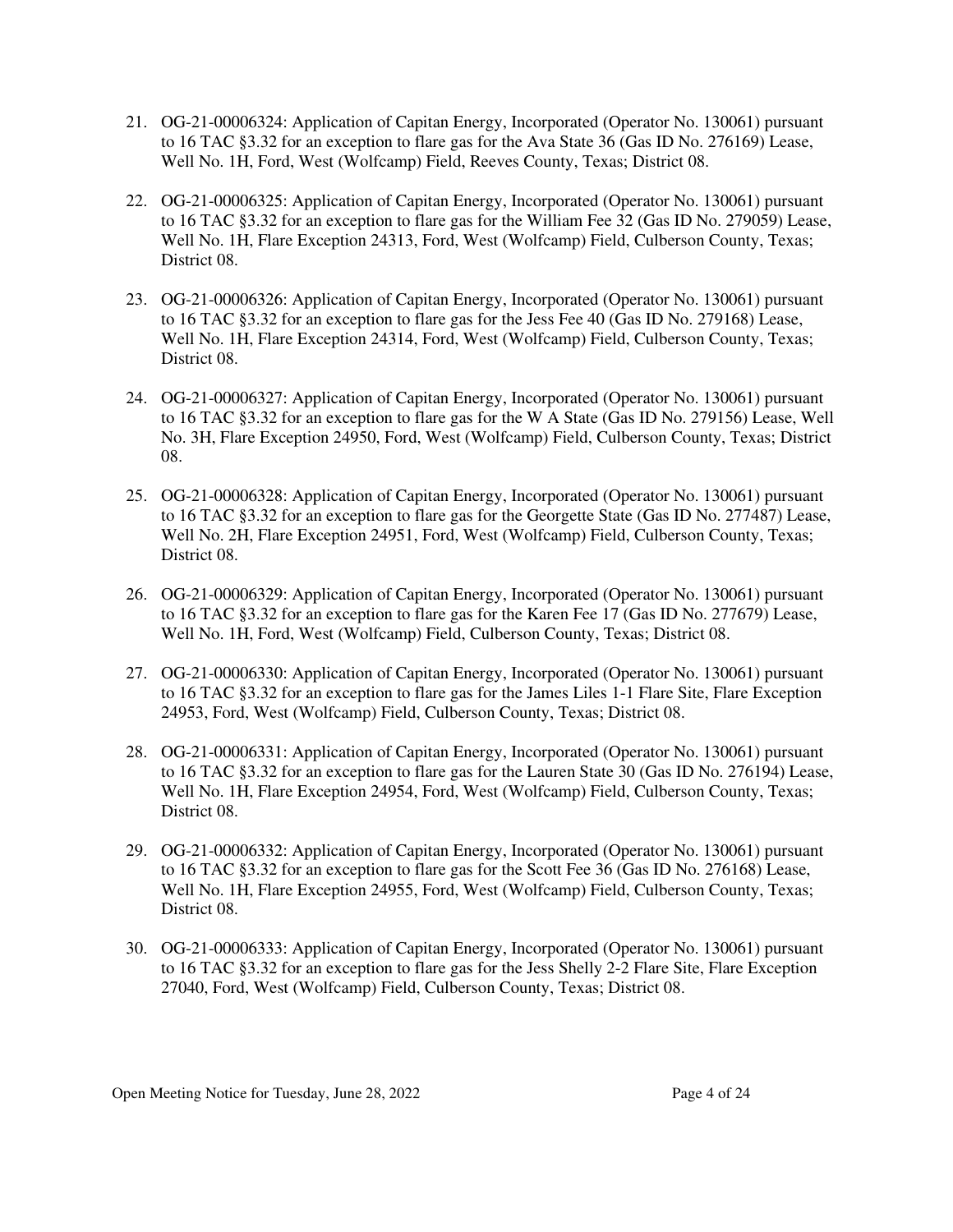21. OG-21-00006324: Application of Capitan Energy, Incorporated (Operator No. 130061) pursuant to 16 TAC §3.32 for an exception to flare gas for the Ava State 36 (Gas ID No. 276169) Lease, Well No. 1H, Ford, West (Wolfcamp) Field, Reeves County, Texas; District 08.

22. OG-21-00006325: Application of Capitan Energy, Incorporated (Operator No. 130061) pursuant to 16 TAC §3.32 for an exception to flare gas for the William Fee 32 (Gas ID No. 279059) Lease, Well No. 1H, Flare Exception 24313, Ford, West (Wolfcamp) Field, Culberson County, Texas; District 08.

23. OG-21-00006326: Application of Capitan Energy, Incorporated (Operator No. 130061) pursuant to 16 TAC §3.32 for an exception to flare gas for the Jess Fee 40 (Gas ID No. 279168) Lease, Well No. 1H, Flare Exception 24314, Ford, West (Wolfcamp) Field, Culberson County, Texas; District 08.

24. OG-21-00006327: Application of Capitan Energy, Incorporated (Operator No. 130061) pursuant to 16 TAC §3.32 for an exception to flare gas for the W A State (Gas ID No. 279156) Lease, Well No. 3H, Flare Exception 24950, Ford, West (Wolfcamp) Field, Culberson County, Texas; District 08.

25. OG-21-00006328: Application of Capitan Energy, Incorporated (Operator No. 130061) pursuant to 16 TAC §3.32 for an exception to flare gas for the Georgette State (Gas ID No. 277487) Lease, Well No. 2H, Flare Exception 24951, Ford, West (Wolfcamp) Field, Culberson County, Texas; District 08.

26. OG-21-00006329: Application of Capitan Energy, Incorporated (Operator No. 130061) pursuant to 16 TAC §3.32 for an exception to flare gas for the Karen Fee 17 (Gas ID No. 277679) Lease, Well No. 1H, Ford, West (Wolfcamp) Field, Culberson County, Texas; District 08.

27. OG-21-00006330: Application of Capitan Energy, Incorporated (Operator No. 130061) pursuant to 16 TAC §3.32 for an exception to flare gas for the James Liles 1-1 Flare Site, Flare Exception 24953, Ford, West (Wolfcamp) Field, Culberson County, Texas; District 08.

28. OG-21-00006331: Application of Capitan Energy, Incorporated (Operator No. 130061) pursuant to 16 TAC §3.32 for an exception to flare gas for the Lauren State 30 (Gas ID No. 276194) Lease, Well No. 1H, Flare Exception 24954, Ford, West (Wolfcamp) Field, Culberson County, Texas; District 08.

29. OG-21-00006332: Application of Capitan Energy, Incorporated (Operator No. 130061) pursuant to 16 TAC §3.32 for an exception to flare gas for the Scott Fee 36 (Gas ID No. 276168) Lease, Well No. 1H, Flare Exception 24955, Ford, West (Wolfcamp) Field, Culberson County, Texas; District 08.

30. OG-21-00006333: Application of Capitan Energy, Incorporated (Operator No. 130061) pursuant to 16 TAC §3.32 for an exception to flare gas for the Jess Shelly 2-2 Flare Site, Flare Exception 27040, Ford, West (Wolfcamp) Field, Culberson County, Texas; District 08.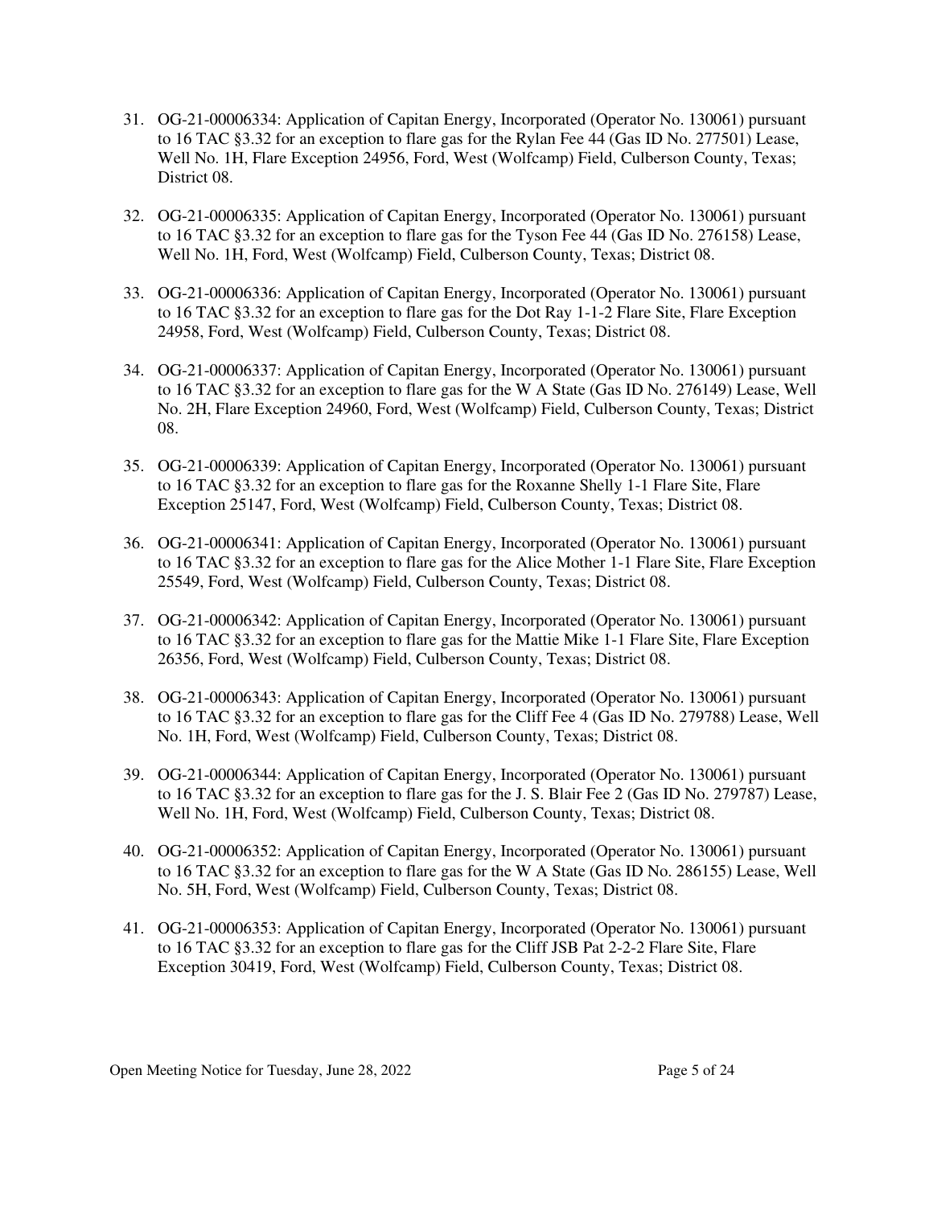31. OG-21-00006334: Application of Capitan Energy, Incorporated (Operator No. 130061) pursuant to 16 TAC §3.32 for an exception to flare gas for the Rylan Fee 44 (Gas ID No. 277501) Lease, Well No. 1H, Flare Exception 24956, Ford, West (Wolfcamp) Field, Culberson County, Texas; District 08.

32. OG-21-00006335: Application of Capitan Energy, Incorporated (Operator No. 130061) pursuant to 16 TAC §3.32 for an exception to flare gas for the Tyson Fee 44 (Gas ID No. 276158) Lease, Well No. 1H, Ford, West (Wolfcamp) Field, Culberson County, Texas; District 08.

33. OG-21-00006336: Application of Capitan Energy, Incorporated (Operator No. 130061) pursuant to 16 TAC §3.32 for an exception to flare gas for the Dot Ray 1-1-2 Flare Site, Flare Exception 24958, Ford, West (Wolfcamp) Field, Culberson County, Texas; District 08.

34. OG-21-00006337: Application of Capitan Energy, Incorporated (Operator No. 130061) pursuant to 16 TAC §3.32 for an exception to flare gas for the W A State (Gas ID No. 276149) Lease, Well No. 2H, Flare Exception 24960, Ford, West (Wolfcamp) Field, Culberson County, Texas; District 08.

35. OG-21-00006339: Application of Capitan Energy, Incorporated (Operator No. 130061) pursuant to 16 TAC §3.32 for an exception to flare gas for the Roxanne Shelly 1-1 Flare Site, Flare Exception 25147, Ford, West (Wolfcamp) Field, Culberson County, Texas; District 08.

36. OG-21-00006341: Application of Capitan Energy, Incorporated (Operator No. 130061) pursuant to 16 TAC §3.32 for an exception to flare gas for the Alice Mother 1-1 Flare Site, Flare Exception 25549, Ford, West (Wolfcamp) Field, Culberson County, Texas; District 08.

37. OG-21-00006342: Application of Capitan Energy, Incorporated (Operator No. 130061) pursuant to 16 TAC §3.32 for an exception to flare gas for the Mattie Mike 1-1 Flare Site, Flare Exception 26356, Ford, West (Wolfcamp) Field, Culberson County, Texas; District 08.

38. OG-21-00006343: Application of Capitan Energy, Incorporated (Operator No. 130061) pursuant to 16 TAC §3.32 for an exception to flare gas for the Cliff Fee 4 (Gas ID No. 279788) Lease, Well No. 1H, Ford, West (Wolfcamp) Field, Culberson County, Texas; District 08.

39. OG-21-00006344: Application of Capitan Energy, Incorporated (Operator No. 130061) pursuant to 16 TAC §3.32 for an exception to flare gas for the J. S. Blair Fee 2 (Gas ID No. 279787) Lease, Well No. 1H, Ford, West (Wolfcamp) Field, Culberson County, Texas; District 08.

40. OG-21-00006352: Application of Capitan Energy, Incorporated (Operator No. 130061) pursuant to 16 TAC §3.32 for an exception to flare gas for the W A State (Gas ID No. 286155) Lease, Well No. 5H, Ford, West (Wolfcamp) Field, Culberson County, Texas; District 08.

41. OG-21-00006353: Application of Capitan Energy, Incorporated (Operator No. 130061) pursuant to 16 TAC §3.32 for an exception to flare gas for the Cliff JSB Pat 2-2-2 Flare Site, Flare Exception 30419, Ford, West (Wolfcamp) Field, Culberson County, Texas; District 08.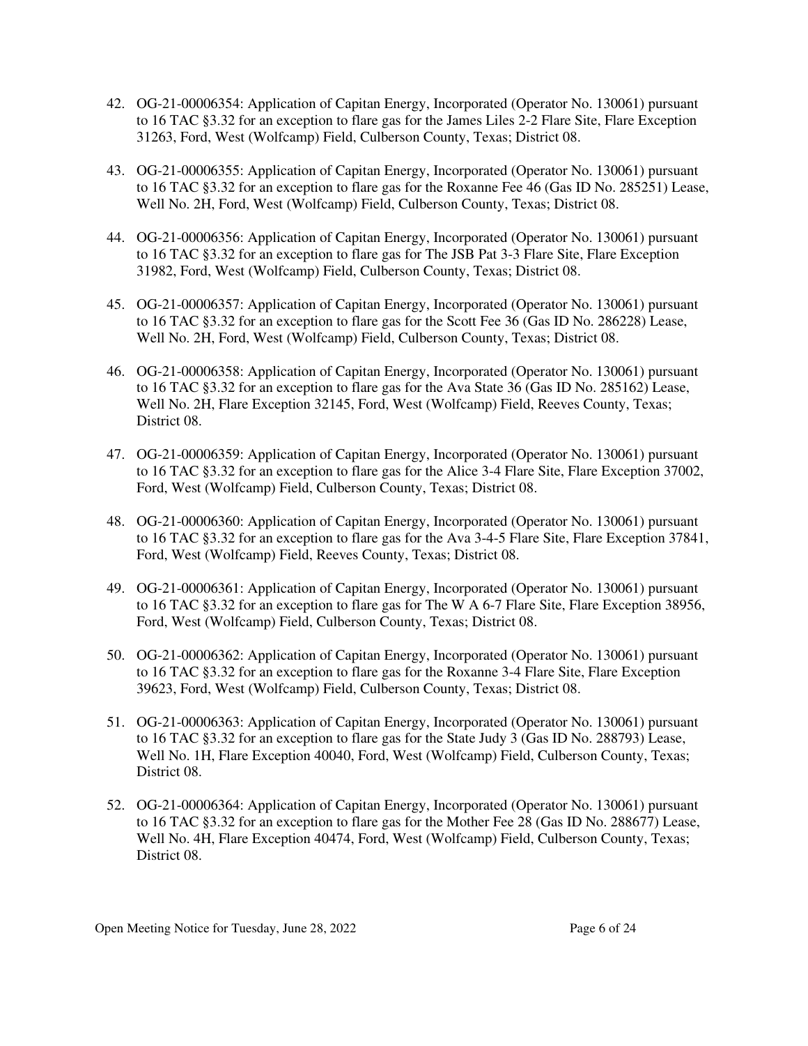42. OG-21-00006354: Application of Capitan Energy, Incorporated (Operator No. 130061) pursuant to 16 TAC §3.32 for an exception to flare gas for the James Liles 2-2 Flare Site, Flare Exception 31263, Ford, West (Wolfcamp) Field, Culberson County, Texas; District 08.

43. OG-21-00006355: Application of Capitan Energy, Incorporated (Operator No. 130061) pursuant to 16 TAC §3.32 for an exception to flare gas for the Roxanne Fee 46 (Gas ID No. 285251) Lease, Well No. 2H, Ford, West (Wolfcamp) Field, Culberson County, Texas; District 08.

44. OG-21-00006356: Application of Capitan Energy, Incorporated (Operator No. 130061) pursuant to 16 TAC §3.32 for an exception to flare gas for The JSB Pat 3-3 Flare Site, Flare Exception 31982, Ford, West (Wolfcamp) Field, Culberson County, Texas; District 08.

45. OG-21-00006357: Application of Capitan Energy, Incorporated (Operator No. 130061) pursuant to 16 TAC §3.32 for an exception to flare gas for the Scott Fee 36 (Gas ID No. 286228) Lease, Well No. 2H, Ford, West (Wolfcamp) Field, Culberson County, Texas; District 08.

46. OG-21-00006358: Application of Capitan Energy, Incorporated (Operator No. 130061) pursuant to 16 TAC §3.32 for an exception to flare gas for the Ava State 36 (Gas ID No. 285162) Lease, Well No. 2H, Flare Exception 32145, Ford, West (Wolfcamp) Field, Reeves County, Texas; District 08.

47. OG-21-00006359: Application of Capitan Energy, Incorporated (Operator No. 130061) pursuant to 16 TAC §3.32 for an exception to flare gas for the Alice 3-4 Flare Site, Flare Exception 37002, Ford, West (Wolfcamp) Field, Culberson County, Texas; District 08.

48. OG-21-00006360: Application of Capitan Energy, Incorporated (Operator No. 130061) pursuant to 16 TAC §3.32 for an exception to flare gas for the Ava 3-4-5 Flare Site, Flare Exception 37841, Ford, West (Wolfcamp) Field, Reeves County, Texas; District 08.

49. OG-21-00006361: Application of Capitan Energy, Incorporated (Operator No. 130061) pursuant to 16 TAC §3.32 for an exception to flare gas for The W A 6-7 Flare Site, Flare Exception 38956, Ford, West (Wolfcamp) Field, Culberson County, Texas; District 08.

50. OG-21-00006362: Application of Capitan Energy, Incorporated (Operator No. 130061) pursuant to 16 TAC §3.32 for an exception to flare gas for the Roxanne 3-4 Flare Site, Flare Exception 39623, Ford, West (Wolfcamp) Field, Culberson County, Texas; District 08.

51. OG-21-00006363: Application of Capitan Energy, Incorporated (Operator No. 130061) pursuant to 16 TAC §3.32 for an exception to flare gas for the State Judy 3 (Gas ID No. 288793) Lease, Well No. 1H, Flare Exception 40040, Ford, West (Wolfcamp) Field, Culberson County, Texas; District 08.

52. OG-21-00006364: Application of Capitan Energy, Incorporated (Operator No. 130061) pursuant to 16 TAC §3.32 for an exception to flare gas for the Mother Fee 28 (Gas ID No. 288677) Lease, Well No. 4H, Flare Exception 40474, Ford, West (Wolfcamp) Field, Culberson County, Texas; District 08.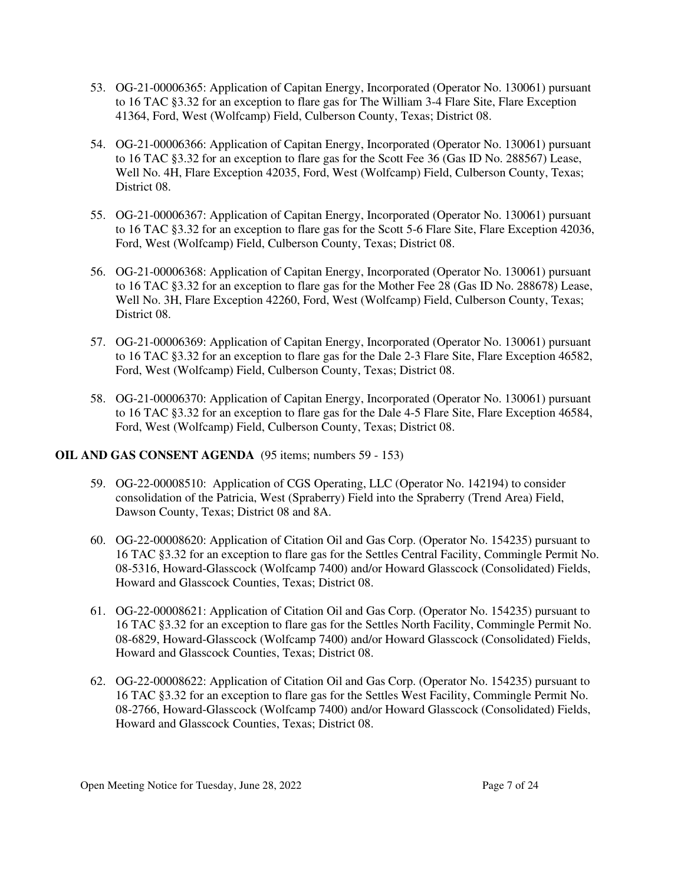53. OG-21-00006365: Application of Capitan Energy, Incorporated (Operator No. 130061) pursuant to 16 TAC §3.32 for an exception to flare gas for The William 3-4 Flare Site, Flare Exception 41364, Ford, West (Wolfcamp) Field, Culberson County, Texas; District 08.

54. OG-21-00006366: Application of Capitan Energy, Incorporated (Operator No. 130061) pursuant to 16 TAC §3.32 for an exception to flare gas for the Scott Fee 36 (Gas ID No. 288567) Lease, Well No. 4H, Flare Exception 42035, Ford, West (Wolfcamp) Field, Culberson County, Texas; District 08.

55. OG-21-00006367: Application of Capitan Energy, Incorporated (Operator No. 130061) pursuant to 16 TAC §3.32 for an exception to flare gas for the Scott 5-6 Flare Site, Flare Exception 42036, Ford, West (Wolfcamp) Field, Culberson County, Texas; District 08.

56. OG-21-00006368: Application of Capitan Energy, Incorporated (Operator No. 130061) pursuant to 16 TAC §3.32 for an exception to flare gas for the Mother Fee 28 (Gas ID No. 288678) Lease, Well No. 3H, Flare Exception 42260, Ford, West (Wolfcamp) Field, Culberson County, Texas; District 08.

57. OG-21-00006369: Application of Capitan Energy, Incorporated (Operator No. 130061) pursuant to 16 TAC §3.32 for an exception to flare gas for the Dale 2-3 Flare Site, Flare Exception 46582, Ford, West (Wolfcamp) Field, Culberson County, Texas; District 08.

58. OG-21-00006370: Application of Capitan Energy, Incorporated (Operator No. 130061) pursuant to 16 TAC §3.32 for an exception to flare gas for the Dale 4-5 Flare Site, Flare Exception 46584, Ford, West (Wolfcamp) Field, Culberson County, Texas; District 08.

**OIL AND GAS CONSENT AGENDA** (95 items; numbers 59 - 153)

59. OG-22-00008510: Application of CGS Operating, LLC (Operator No. 142194) to consider consolidation of the Patricia, West (Spraberry) Field into the Spraberry (Trend Area) Field, Dawson County, Texas; District 08 and 8A.

60. OG-22-00008620: Application of Citation Oil and Gas Corp. (Operator No. 154235) pursuant to 16 TAC §3.32 for an exception to flare gas for the Settles Central Facility, Commingle Permit No. 08-5316, Howard-Glasscock (Wolfcamp 7400) and/or Howard Glasscock (Consolidated) Fields, Howard and Glasscock Counties, Texas; District 08.

61. OG-22-00008621: Application of Citation Oil and Gas Corp. (Operator No. 154235) pursuant to 16 TAC §3.32 for an exception to flare gas for the Settles North Facility, Commingle Permit No. 08-6829, Howard-Glasscock (Wolfcamp 7400) and/or Howard Glasscock (Consolidated) Fields, Howard and Glasscock Counties, Texas; District 08.

62. OG-22-00008622: Application of Citation Oil and Gas Corp. (Operator No. 154235) pursuant to 16 TAC §3.32 for an exception to flare gas for the Settles West Facility, Commingle Permit No. 08-2766, Howard-Glasscock (Wolfcamp 7400) and/or Howard Glasscock (Consolidated) Fields, Howard and Glasscock Counties, Texas; District 08.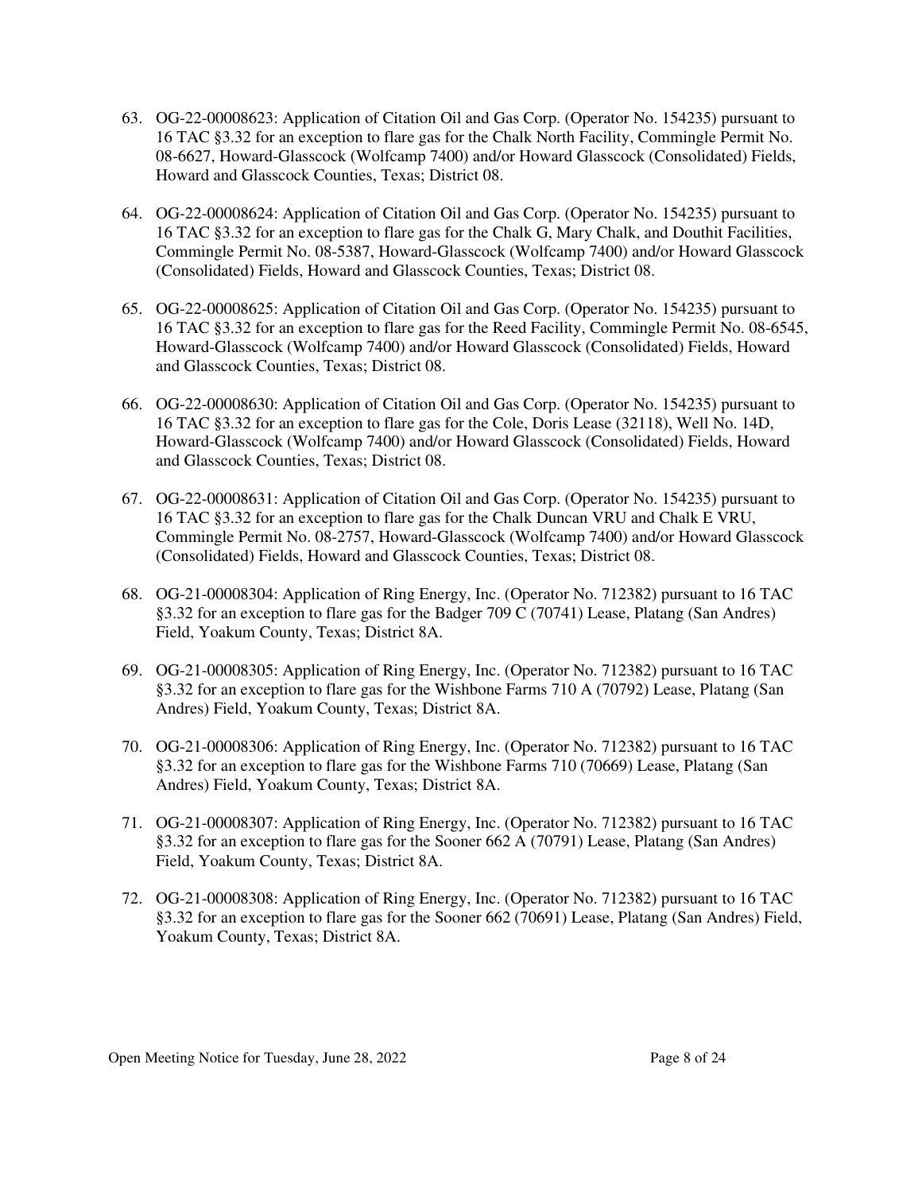63. OG-22-00008623: Application of Citation Oil and Gas Corp. (Operator No. 154235) pursuant to 16 TAC §3.32 for an exception to flare gas for the Chalk North Facility, Commingle Permit No. 08-6627, Howard-Glasscock (Wolfcamp 7400) and/or Howard Glasscock (Consolidated) Fields, Howard and Glasscock Counties, Texas; District 08.

64. OG-22-00008624: Application of Citation Oil and Gas Corp. (Operator No. 154235) pursuant to 16 TAC §3.32 for an exception to flare gas for the Chalk G, Mary Chalk, and Douthit Facilities, Commingle Permit No. 08-5387, Howard-Glasscock (Wolfcamp 7400) and/or Howard Glasscock (Consolidated) Fields, Howard and Glasscock Counties, Texas; District 08.

65. OG-22-00008625: Application of Citation Oil and Gas Corp. (Operator No. 154235) pursuant to 16 TAC §3.32 for an exception to flare gas for the Reed Facility, Commingle Permit No. 08-6545, Howard-Glasscock (Wolfcamp 7400) and/or Howard Glasscock (Consolidated) Fields, Howard and Glasscock Counties, Texas; District 08.

66. OG-22-00008630: Application of Citation Oil and Gas Corp. (Operator No. 154235) pursuant to 16 TAC §3.32 for an exception to flare gas for the Cole, Doris Lease (32118), Well No. 14D, Howard-Glasscock (Wolfcamp 7400) and/or Howard Glasscock (Consolidated) Fields, Howard and Glasscock Counties, Texas; District 08.

67. OG-22-00008631: Application of Citation Oil and Gas Corp. (Operator No. 154235) pursuant to 16 TAC §3.32 for an exception to flare gas for the Chalk Duncan VRU and Chalk E VRU, Commingle Permit No. 08-2757, Howard-Glasscock (Wolfcamp 7400) and/or Howard Glasscock (Consolidated) Fields, Howard and Glasscock Counties, Texas; District 08.

68. OG-21-00008304: Application of Ring Energy, Inc. (Operator No. 712382) pursuant to 16 TAC §3.32 for an exception to flare gas for the Badger 709 C (70741) Lease, Platang (San Andres) Field, Yoakum County, Texas; District 8A.

69. OG-21-00008305: Application of Ring Energy, Inc. (Operator No. 712382) pursuant to 16 TAC §3.32 for an exception to flare gas for the Wishbone Farms 710 A (70792) Lease, Platang (San Andres) Field, Yoakum County, Texas; District 8A.

70. OG-21-00008306: Application of Ring Energy, Inc. (Operator No. 712382) pursuant to 16 TAC §3.32 for an exception to flare gas for the Wishbone Farms 710 (70669) Lease, Platang (San Andres) Field, Yoakum County, Texas; District 8A.

71. OG-21-00008307: Application of Ring Energy, Inc. (Operator No. 712382) pursuant to 16 TAC §3.32 for an exception to flare gas for the Sooner 662 A (70791) Lease, Platang (San Andres) Field, Yoakum County, Texas; District 8A.

72. OG-21-00008308: Application of Ring Energy, Inc. (Operator No. 712382) pursuant to 16 TAC §3.32 for an exception to flare gas for the Sooner 662 (70691) Lease, Platang (San Andres) Field, Yoakum County, Texas; District 8A.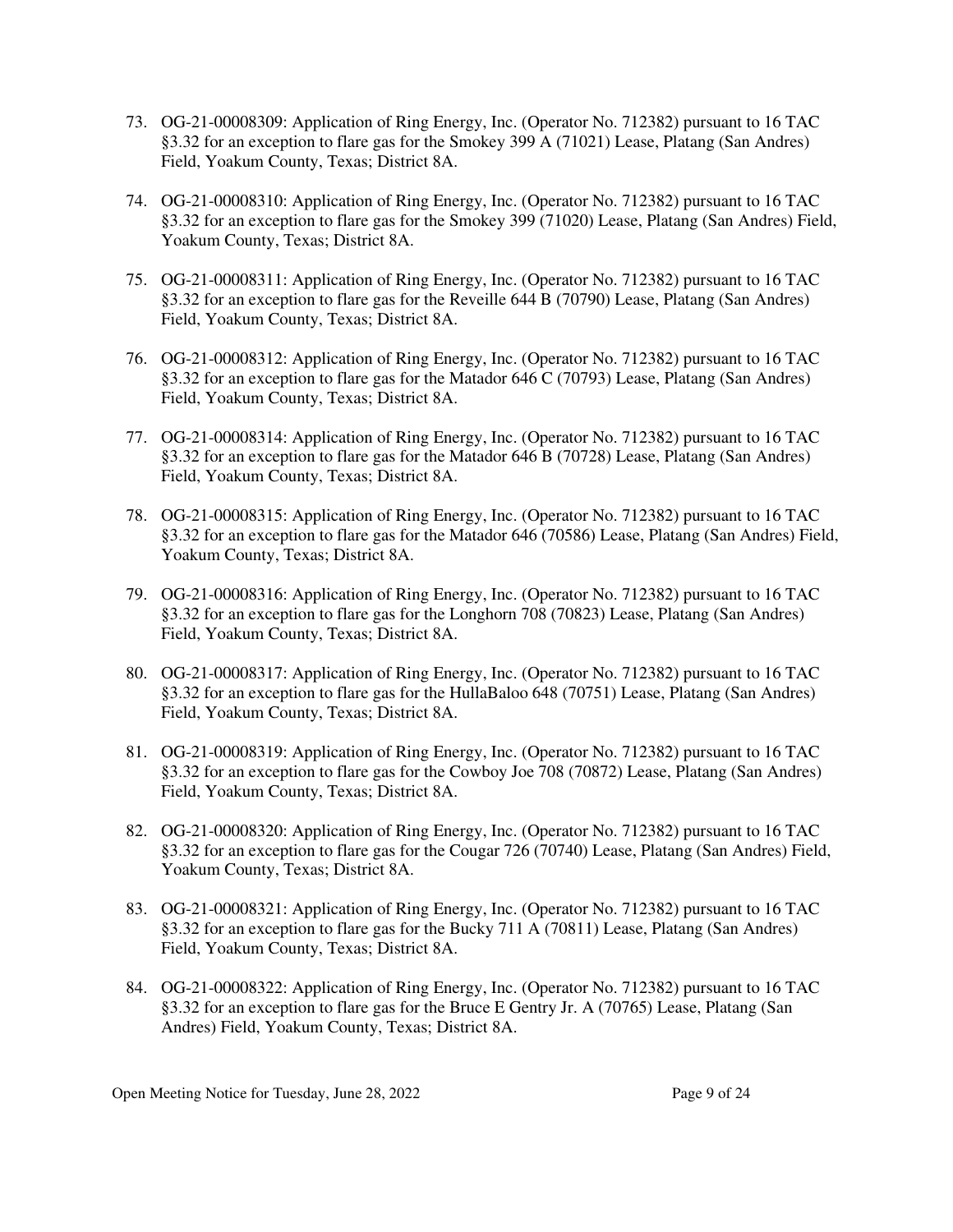73. OG-21-00008309: Application of Ring Energy, Inc. (Operator No. 712382) pursuant to 16 TAC §3.32 for an exception to flare gas for the Smokey 399 A (71021) Lease, Platang (San Andres) Field, Yoakum County, Texas; District 8A.

74. OG-21-00008310: Application of Ring Energy, Inc. (Operator No. 712382) pursuant to 16 TAC §3.32 for an exception to flare gas for the Smokey 399 (71020) Lease, Platang (San Andres) Field, Yoakum County, Texas; District 8A.

75. OG-21-00008311: Application of Ring Energy, Inc. (Operator No. 712382) pursuant to 16 TAC §3.32 for an exception to flare gas for the Reveille 644 B (70790) Lease, Platang (San Andres) Field, Yoakum County, Texas; District 8A.

76. OG-21-00008312: Application of Ring Energy, Inc. (Operator No. 712382) pursuant to 16 TAC §3.32 for an exception to flare gas for the Matador 646 C (70793) Lease, Platang (San Andres) Field, Yoakum County, Texas; District 8A.

77. OG-21-00008314: Application of Ring Energy, Inc. (Operator No. 712382) pursuant to 16 TAC §3.32 for an exception to flare gas for the Matador 646 B (70728) Lease, Platang (San Andres) Field, Yoakum County, Texas; District 8A.

78. OG-21-00008315: Application of Ring Energy, Inc. (Operator No. 712382) pursuant to 16 TAC §3.32 for an exception to flare gas for the Matador 646 (70586) Lease, Platang (San Andres) Field, Yoakum County, Texas; District 8A.

79. OG-21-00008316: Application of Ring Energy, Inc. (Operator No. 712382) pursuant to 16 TAC §3.32 for an exception to flare gas for the Longhorn 708 (70823) Lease, Platang (San Andres) Field, Yoakum County, Texas; District 8A.

80. OG-21-00008317: Application of Ring Energy, Inc. (Operator No. 712382) pursuant to 16 TAC §3.32 for an exception to flare gas for the HullaBaloo 648 (70751) Lease, Platang (San Andres) Field, Yoakum County, Texas; District 8A.

81. OG-21-00008319: Application of Ring Energy, Inc. (Operator No. 712382) pursuant to 16 TAC §3.32 for an exception to flare gas for the Cowboy Joe 708 (70872) Lease, Platang (San Andres) Field, Yoakum County, Texas; District 8A.

82. OG-21-00008320: Application of Ring Energy, Inc. (Operator No. 712382) pursuant to 16 TAC §3.32 for an exception to flare gas for the Cougar 726 (70740) Lease, Platang (San Andres) Field, Yoakum County, Texas; District 8A.

83. OG-21-00008321: Application of Ring Energy, Inc. (Operator No. 712382) pursuant to 16 TAC §3.32 for an exception to flare gas for the Bucky 711 A (70811) Lease, Platang (San Andres) Field, Yoakum County, Texas; District 8A.

84. OG-21-00008322: Application of Ring Energy, Inc. (Operator No. 712382) pursuant to 16 TAC §3.32 for an exception to flare gas for the Bruce E Gentry Jr. A (70765) Lease, Platang (San Andres) Field, Yoakum County, Texas; District 8A.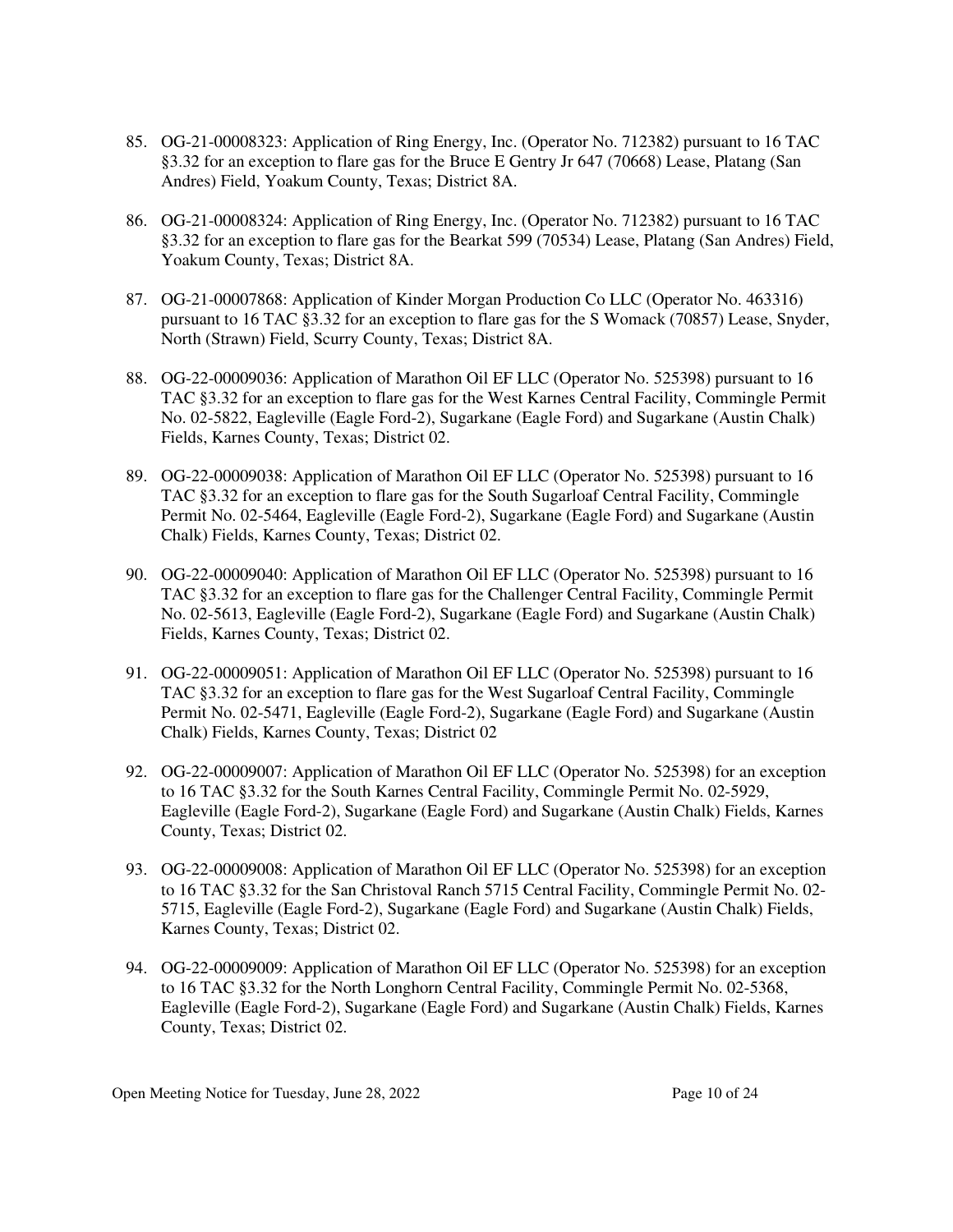85. OG-21-00008323: Application of Ring Energy, Inc. (Operator No. 712382) pursuant to 16 TAC §3.32 for an exception to flare gas for the Bruce E Gentry Jr 647 (70668) Lease, Platang (San Andres) Field, Yoakum County, Texas; District 8A.

86. OG-21-00008324: Application of Ring Energy, Inc. (Operator No. 712382) pursuant to 16 TAC §3.32 for an exception to flare gas for the Bearkat 599 (70534) Lease, Platang (San Andres) Field, Yoakum County, Texas; District 8A.

87. OG-21-00007868: Application of Kinder Morgan Production Co LLC (Operator No. 463316) pursuant to 16 TAC §3.32 for an exception to flare gas for the S Womack (70857) Lease, Snyder, North (Strawn) Field, Scurry County, Texas; District 8A.

88. OG-22-00009036: Application of Marathon Oil EF LLC (Operator No. 525398) pursuant to 16 TAC §3.32 for an exception to flare gas for the West Karnes Central Facility, Commingle Permit No. 02-5822, Eagleville (Eagle Ford-2), Sugarkane (Eagle Ford) and Sugarkane (Austin Chalk) Fields, Karnes County, Texas; District 02.

89. OG-22-00009038: Application of Marathon Oil EF LLC (Operator No. 525398) pursuant to 16 TAC §3.32 for an exception to flare gas for the South Sugarloaf Central Facility, Commingle Permit No. 02-5464, Eagleville (Eagle Ford-2), Sugarkane (Eagle Ford) and Sugarkane (Austin Chalk) Fields, Karnes County, Texas; District 02.

90. OG-22-00009040: Application of Marathon Oil EF LLC (Operator No. 525398) pursuant to 16 TAC §3.32 for an exception to flare gas for the Challenger Central Facility, Commingle Permit No. 02-5613, Eagleville (Eagle Ford-2), Sugarkane (Eagle Ford) and Sugarkane (Austin Chalk) Fields, Karnes County, Texas; District 02.

91. OG-22-00009051: Application of Marathon Oil EF LLC (Operator No. 525398) pursuant to 16 TAC §3.32 for an exception to flare gas for the West Sugarloaf Central Facility, Commingle Permit No. 02-5471, Eagleville (Eagle Ford-2), Sugarkane (Eagle Ford) and Sugarkane (Austin Chalk) Fields, Karnes County, Texas; District 02

92. OG-22-00009007: Application of Marathon Oil EF LLC (Operator No. 525398) for an exception to 16 TAC §3.32 for the South Karnes Central Facility, Commingle Permit No. 02-5929, Eagleville (Eagle Ford-2), Sugarkane (Eagle Ford) and Sugarkane (Austin Chalk) Fields, Karnes County, Texas; District 02.

93. OG-22-00009008: Application of Marathon Oil EF LLC (Operator No. 525398) for an exception to 16 TAC §3.32 for the San Christoval Ranch 5715 Central Facility, Commingle Permit No. 02-5715, Eagleville (Eagle Ford-2), Sugarkane (Eagle Ford) and Sugarkane (Austin Chalk) Fields, Karnes County, Texas; District 02.

94. OG-22-00009009: Application of Marathon Oil EF LLC (Operator No. 525398) for an exception to 16 TAC §3.32 for the North Longhorn Central Facility, Commingle Permit No. 02-5368, Eagleville (Eagle Ford-2), Sugarkane (Eagle Ford) and Sugarkane (Austin Chalk) Fields, Karnes County, Texas; District 02.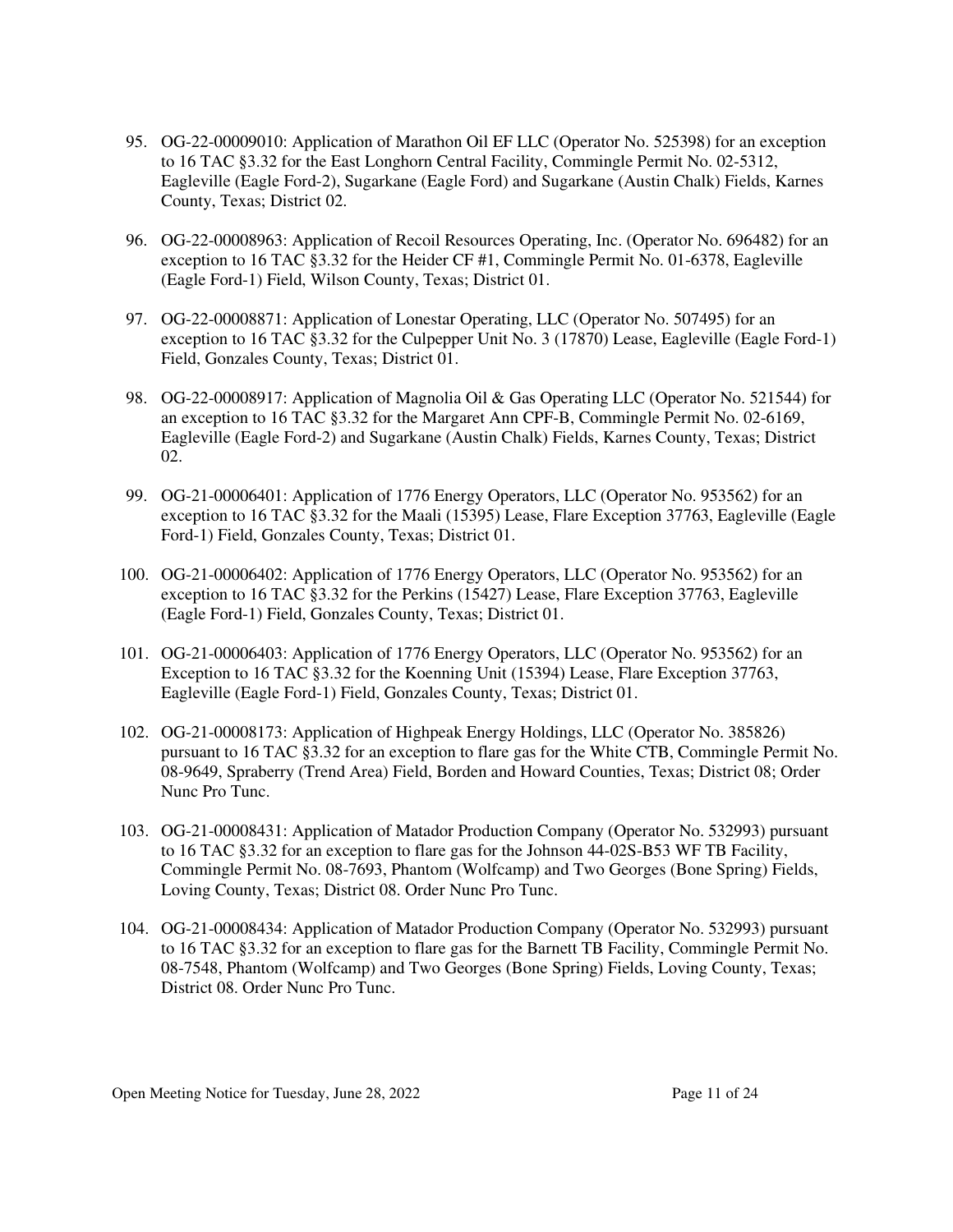95. OG-22-00009010: Application of Marathon Oil EF LLC (Operator No. 525398) for an exception to 16 TAC §3.32 for the East Longhorn Central Facility, Commingle Permit No. 02-5312, Eagleville (Eagle Ford-2), Sugarkane (Eagle Ford) and Sugarkane (Austin Chalk) Fields, Karnes County, Texas; District 02.

96. OG-22-00008963: Application of Recoil Resources Operating, Inc. (Operator No. 696482) for an exception to 16 TAC §3.32 for the Heider CF #1, Commingle Permit No. 01-6378, Eagleville (Eagle Ford-1) Field, Wilson County, Texas; District 01.

97. OG-22-00008871: Application of Lonestar Operating, LLC (Operator No. 507495) for an exception to 16 TAC §3.32 for the Culpepper Unit No. 3 (17870) Lease, Eagleville (Eagle Ford-1) Field, Gonzales County, Texas; District 01.

98. OG-22-00008917: Application of Magnolia Oil & Gas Operating LLC (Operator No. 521544) for an exception to 16 TAC §3.32 for the Margaret Ann CPF-B, Commingle Permit No. 02-6169, Eagleville (Eagle Ford-2) and Sugarkane (Austin Chalk) Fields, Karnes County, Texas; District 02.

99. OG-21-00006401: Application of 1776 Energy Operators, LLC (Operator No. 953562) for an exception to 16 TAC §3.32 for the Maali (15395) Lease, Flare Exception 37763, Eagleville (Eagle Ford-1) Field, Gonzales County, Texas; District 01.

100. OG-21-00006402: Application of 1776 Energy Operators, LLC (Operator No. 953562) for an exception to 16 TAC §3.32 for the Perkins (15427) Lease, Flare Exception 37763, Eagleville (Eagle Ford-1) Field, Gonzales County, Texas; District 01.

101. OG-21-00006403: Application of 1776 Energy Operators, LLC (Operator No. 953562) for an Exception to 16 TAC §3.32 for the Koenning Unit (15394) Lease, Flare Exception 37763, Eagleville (Eagle Ford-1) Field, Gonzales County, Texas; District 01.

102. OG-21-00008173: Application of Highpeak Energy Holdings, LLC (Operator No. 385826) pursuant to 16 TAC §3.32 for an exception to flare gas for the White CTB, Commingle Permit No. 08-9649, Spraberry (Trend Area) Field, Borden and Howard Counties, Texas; District 08; Order Nunc Pro Tunc.

103. OG-21-00008431: Application of Matador Production Company (Operator No. 532993) pursuant to 16 TAC §3.32 for an exception to flare gas for the Johnson 44-02S-B53 WF TB Facility, Commingle Permit No. 08-7693, Phantom (Wolfcamp) and Two Georges (Bone Spring) Fields, Loving County, Texas; District 08. Order Nunc Pro Tunc.

104. OG-21-00008434: Application of Matador Production Company (Operator No. 532993) pursuant to 16 TAC §3.32 for an exception to flare gas for the Barnett TB Facility, Commingle Permit No. 08-7548, Phantom (Wolfcamp) and Two Georges (Bone Spring) Fields, Loving County, Texas; District 08. Order Nunc Pro Tunc.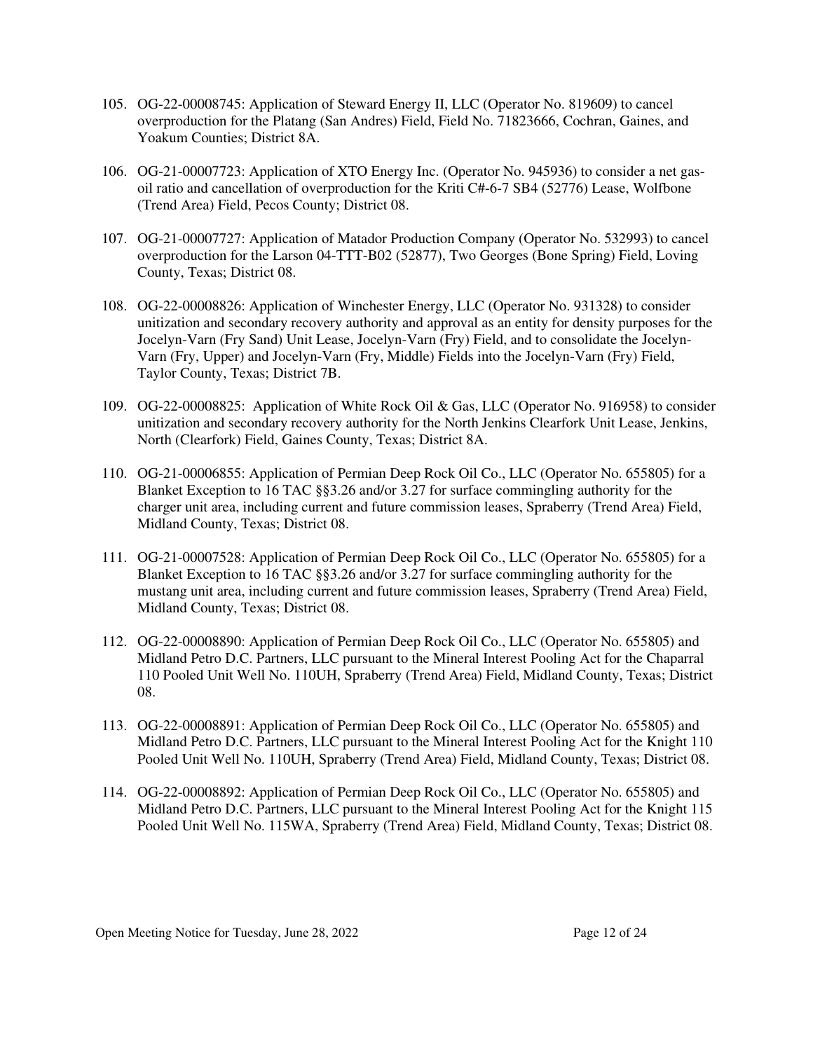105. OG-22-00008745: Application of Steward Energy II, LLC (Operator No. 819609) to cancel overproduction for the Platang (San Andres) Field, Field No. 71823666, Cochran, Gaines, and Yoakum Counties; District 8A.

106. OG-21-00007723: Application of XTO Energy Inc. (Operator No. 945936) to consider a net gas-oil ratio and cancellation of overproduction for the Kriti C#-6-7 SB4 (52776) Lease, Wolfbone (Trend Area) Field, Pecos County; District 08.

107. OG-21-00007727: Application of Matador Production Company (Operator No. 532993) to cancel overproduction for the Larson 04-TTT-B02 (52877), Two Georges (Bone Spring) Field, Loving County, Texas; District 08.

108. OG-22-00008826: Application of Winchester Energy, LLC (Operator No. 931328) to consider unitization and secondary recovery authority and approval as an entity for density purposes for the Jocelyn-Varn (Fry Sand) Unit Lease, Jocelyn-Varn (Fry) Field, and to consolidate the Jocelyn-Varn (Fry, Upper) and Jocelyn-Varn (Fry, Middle) Fields into the Jocelyn-Varn (Fry) Field, Taylor County, Texas; District 7B.

109. OG-22-00008825: Application of White Rock Oil & Gas, LLC (Operator No. 916958) to consider unitization and secondary recovery authority for the North Jenkins Clearfork Unit Lease, Jenkins, North (Clearfork) Field, Gaines County, Texas; District 8A.

110. OG-21-00006855: Application of Permian Deep Rock Oil Co., LLC (Operator No. 655805) for a Blanket Exception to 16 TAC §§3.26 and/or 3.27 for surface commingling authority for the charger unit area, including current and future commission leases, Spraberry (Trend Area) Field, Midland County, Texas; District 08.

111. OG-21-00007528: Application of Permian Deep Rock Oil Co., LLC (Operator No. 655805) for a Blanket Exception to 16 TAC §§3.26 and/or 3.27 for surface commingling authority for the mustang unit area, including current and future commission leases, Spraberry (Trend Area) Field, Midland County, Texas; District 08.

112. OG-22-00008890: Application of Permian Deep Rock Oil Co., LLC (Operator No. 655805) and Midland Petro D.C. Partners, LLC pursuant to the Mineral Interest Pooling Act for the Chaparral 110 Pooled Unit Well No. 110UH, Spraberry (Trend Area) Field, Midland County, Texas; District 08.

113. OG-22-00008891: Application of Permian Deep Rock Oil Co., LLC (Operator No. 655805) and Midland Petro D.C. Partners, LLC pursuant to the Mineral Interest Pooling Act for the Knight 110 Pooled Unit Well No. 110UH, Spraberry (Trend Area) Field, Midland County, Texas; District 08.

114. OG-22-00008892: Application of Permian Deep Rock Oil Co., LLC (Operator No. 655805) and Midland Petro D.C. Partners, LLC pursuant to the Mineral Interest Pooling Act for the Knight 115 Pooled Unit Well No. 115WA, Spraberry (Trend Area) Field, Midland County, Texas; District 08.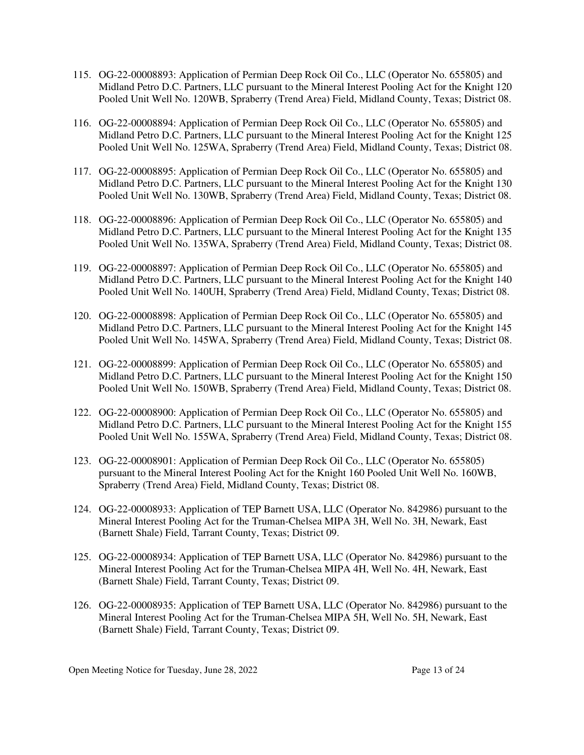115. OG-22-00008893: Application of Permian Deep Rock Oil Co., LLC (Operator No. 655805) and Midland Petro D.C. Partners, LLC pursuant to the Mineral Interest Pooling Act for the Knight 120 Pooled Unit Well No. 120WB, Spraberry (Trend Area) Field, Midland County, Texas; District 08.

116. OG-22-00008894: Application of Permian Deep Rock Oil Co., LLC (Operator No. 655805) and Midland Petro D.C. Partners, LLC pursuant to the Mineral Interest Pooling Act for the Knight 125 Pooled Unit Well No. 125WA, Spraberry (Trend Area) Field, Midland County, Texas; District 08.

117. OG-22-00008895: Application of Permian Deep Rock Oil Co., LLC (Operator No. 655805) and Midland Petro D.C. Partners, LLC pursuant to the Mineral Interest Pooling Act for the Knight 130 Pooled Unit Well No. 130WB, Spraberry (Trend Area) Field, Midland County, Texas; District 08.

118. OG-22-00008896: Application of Permian Deep Rock Oil Co., LLC (Operator No. 655805) and Midland Petro D.C. Partners, LLC pursuant to the Mineral Interest Pooling Act for the Knight 135 Pooled Unit Well No. 135WA, Spraberry (Trend Area) Field, Midland County, Texas; District 08.

119. OG-22-00008897: Application of Permian Deep Rock Oil Co., LLC (Operator No. 655805) and Midland Petro D.C. Partners, LLC pursuant to the Mineral Interest Pooling Act for the Knight 140 Pooled Unit Well No. 140UH, Spraberry (Trend Area) Field, Midland County, Texas; District 08.

120. OG-22-00008898: Application of Permian Deep Rock Oil Co., LLC (Operator No. 655805) and Midland Petro D.C. Partners, LLC pursuant to the Mineral Interest Pooling Act for the Knight 145 Pooled Unit Well No. 145WA, Spraberry (Trend Area) Field, Midland County, Texas; District 08.

121. OG-22-00008899: Application of Permian Deep Rock Oil Co., LLC (Operator No. 655805) and Midland Petro D.C. Partners, LLC pursuant to the Mineral Interest Pooling Act for the Knight 150 Pooled Unit Well No. 150WB, Spraberry (Trend Area) Field, Midland County, Texas; District 08.

122. OG-22-00008900: Application of Permian Deep Rock Oil Co., LLC (Operator No. 655805) and Midland Petro D.C. Partners, LLC pursuant to the Mineral Interest Pooling Act for the Knight 155 Pooled Unit Well No. 155WA, Spraberry (Trend Area) Field, Midland County, Texas; District 08.

123. OG-22-00008901: Application of Permian Deep Rock Oil Co., LLC (Operator No. 655805) pursuant to the Mineral Interest Pooling Act for the Knight 160 Pooled Unit Well No. 160WB, Spraberry (Trend Area) Field, Midland County, Texas; District 08.

124. OG-22-00008933: Application of TEP Barnett USA, LLC (Operator No. 842986) pursuant to the Mineral Interest Pooling Act for the Truman-Chelsea MIPA 3H, Well No. 3H, Newark, East (Barnett Shale) Field, Tarrant County, Texas; District 09.

125. OG-22-00008934: Application of TEP Barnett USA, LLC (Operator No. 842986) pursuant to the Mineral Interest Pooling Act for the Truman-Chelsea MIPA 4H, Well No. 4H, Newark, East (Barnett Shale) Field, Tarrant County, Texas; District 09.

126. OG-22-00008935: Application of TEP Barnett USA, LLC (Operator No. 842986) pursuant to the Mineral Interest Pooling Act for the Truman-Chelsea MIPA 5H, Well No. 5H, Newark, East (Barnett Shale) Field, Tarrant County, Texas; District 09.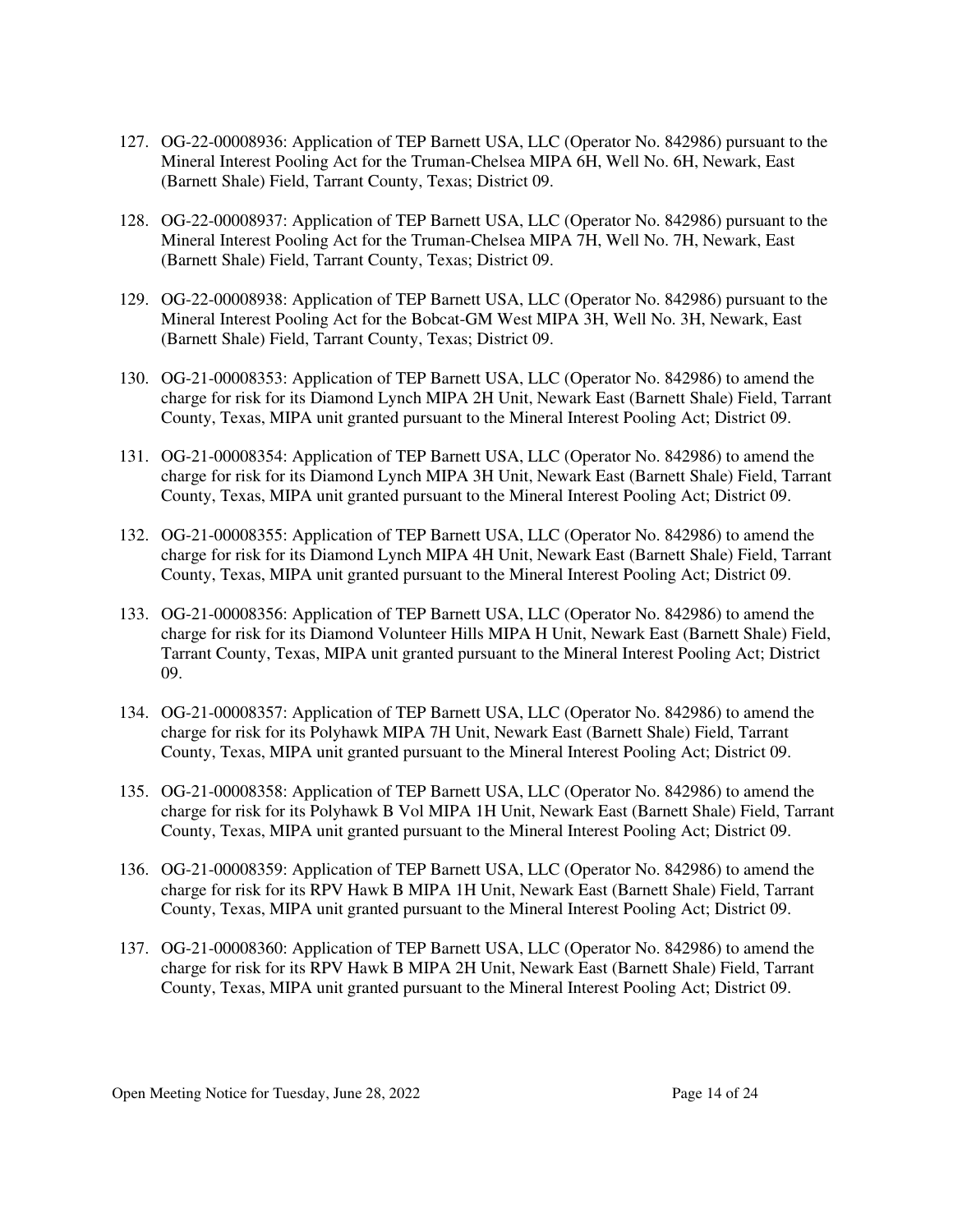127. OG-22-00008936: Application of TEP Barnett USA, LLC (Operator No. 842986) pursuant to the Mineral Interest Pooling Act for the Truman-Chelsea MIPA 6H, Well No. 6H, Newark, East (Barnett Shale) Field, Tarrant County, Texas; District 09.

128. OG-22-00008937: Application of TEP Barnett USA, LLC (Operator No. 842986) pursuant to the Mineral Interest Pooling Act for the Truman-Chelsea MIPA 7H, Well No. 7H, Newark, East (Barnett Shale) Field, Tarrant County, Texas; District 09.

129. OG-22-00008938: Application of TEP Barnett USA, LLC (Operator No. 842986) pursuant to the Mineral Interest Pooling Act for the Bobcat-GM West MIPA 3H, Well No. 3H, Newark, East (Barnett Shale) Field, Tarrant County, Texas; District 09.

130. OG-21-00008353: Application of TEP Barnett USA, LLC (Operator No. 842986) to amend the charge for risk for its Diamond Lynch MIPA 2H Unit, Newark East (Barnett Shale) Field, Tarrant County, Texas, MIPA unit granted pursuant to the Mineral Interest Pooling Act; District 09.

131. OG-21-00008354: Application of TEP Barnett USA, LLC (Operator No. 842986) to amend the charge for risk for its Diamond Lynch MIPA 3H Unit, Newark East (Barnett Shale) Field, Tarrant County, Texas, MIPA unit granted pursuant to the Mineral Interest Pooling Act; District 09.

132. OG-21-00008355: Application of TEP Barnett USA, LLC (Operator No. 842986) to amend the charge for risk for its Diamond Lynch MIPA 4H Unit, Newark East (Barnett Shale) Field, Tarrant County, Texas, MIPA unit granted pursuant to the Mineral Interest Pooling Act; District 09.

133. OG-21-00008356: Application of TEP Barnett USA, LLC (Operator No. 842986) to amend the charge for risk for its Diamond Volunteer Hills MIPA H Unit, Newark East (Barnett Shale) Field, Tarrant County, Texas, MIPA unit granted pursuant to the Mineral Interest Pooling Act; District 09.

134. OG-21-00008357: Application of TEP Barnett USA, LLC (Operator No. 842986) to amend the charge for risk for its Polyhawk MIPA 7H Unit, Newark East (Barnett Shale) Field, Tarrant County, Texas, MIPA unit granted pursuant to the Mineral Interest Pooling Act; District 09.

135. OG-21-00008358: Application of TEP Barnett USA, LLC (Operator No. 842986) to amend the charge for risk for its Polyhawk B Vol MIPA 1H Unit, Newark East (Barnett Shale) Field, Tarrant County, Texas, MIPA unit granted pursuant to the Mineral Interest Pooling Act; District 09.

136. OG-21-00008359: Application of TEP Barnett USA, LLC (Operator No. 842986) to amend the charge for risk for its RPV Hawk B MIPA 1H Unit, Newark East (Barnett Shale) Field, Tarrant County, Texas, MIPA unit granted pursuant to the Mineral Interest Pooling Act; District 09.

137. OG-21-00008360: Application of TEP Barnett USA, LLC (Operator No. 842986) to amend the charge for risk for its RPV Hawk B MIPA 2H Unit, Newark East (Barnett Shale) Field, Tarrant County, Texas, MIPA unit granted pursuant to the Mineral Interest Pooling Act; District 09.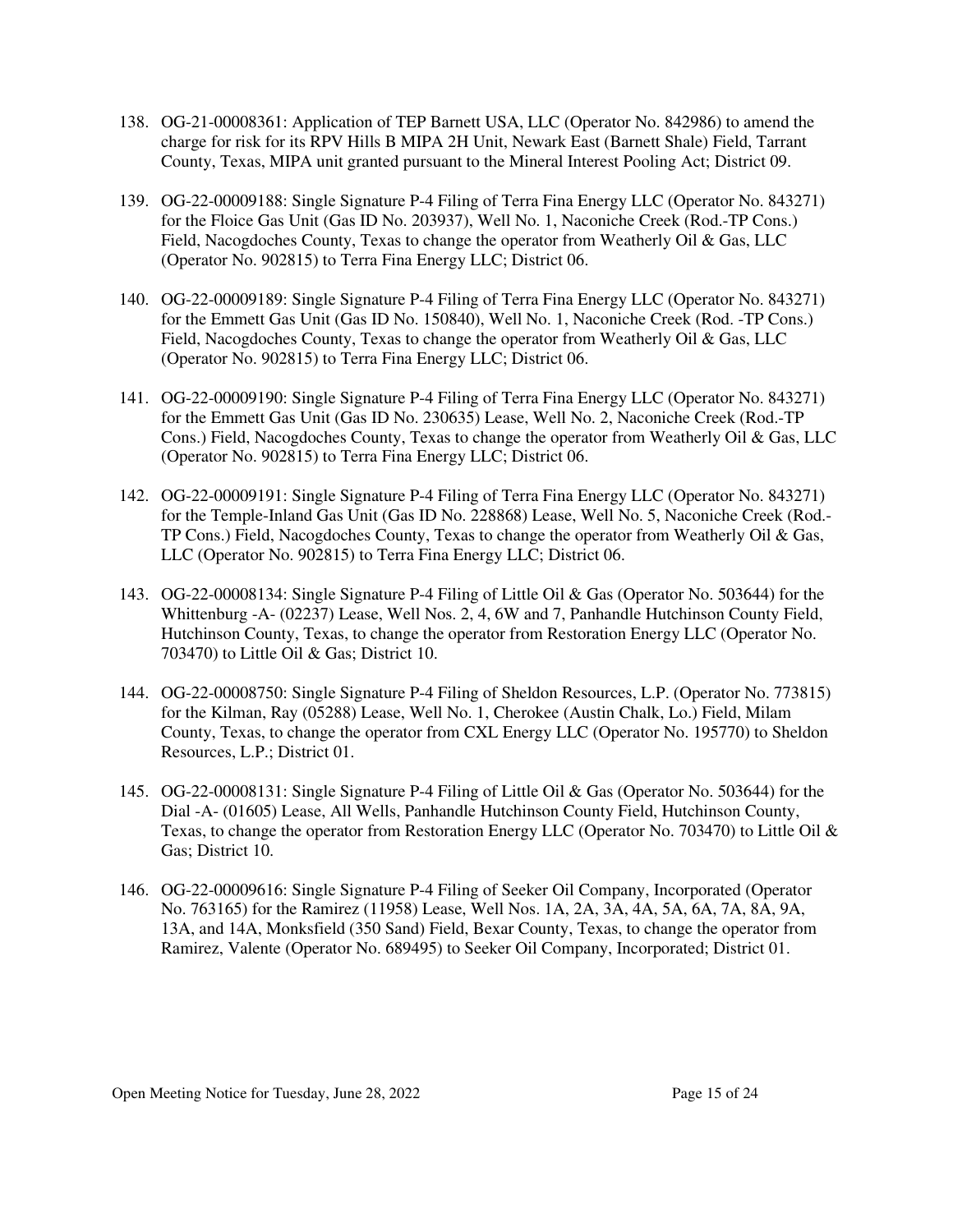138. OG-21-00008361: Application of TEP Barnett USA, LLC (Operator No. 842986) to amend the charge for risk for its RPV Hills B MIPA 2H Unit, Newark East (Barnett Shale) Field, Tarrant County, Texas, MIPA unit granted pursuant to the Mineral Interest Pooling Act; District 09.

139. OG-22-00009188: Single Signature P-4 Filing of Terra Fina Energy LLC (Operator No. 843271) for the Floice Gas Unit (Gas ID No. 203937), Well No. 1, Naconiche Creek (Rod.-TP Cons.) Field, Nacogdoches County, Texas to change the operator from Weatherly Oil & Gas, LLC (Operator No. 902815) to Terra Fina Energy LLC; District 06.

140. OG-22-00009189: Single Signature P-4 Filing of Terra Fina Energy LLC (Operator No. 843271) for the Emmett Gas Unit (Gas ID No. 150840), Well No. 1, Naconiche Creek (Rod. -TP Cons.) Field, Nacogdoches County, Texas to change the operator from Weatherly Oil & Gas, LLC (Operator No. 902815) to Terra Fina Energy LLC; District 06.

141. OG-22-00009190: Single Signature P-4 Filing of Terra Fina Energy LLC (Operator No. 843271) for the Emmett Gas Unit (Gas ID No. 230635) Lease, Well No. 2, Naconiche Creek (Rod.-TP Cons.) Field, Nacogdoches County, Texas to change the operator from Weatherly Oil & Gas, LLC (Operator No. 902815) to Terra Fina Energy LLC; District 06.

142. OG-22-00009191: Single Signature P-4 Filing of Terra Fina Energy LLC (Operator No. 843271) for the Temple-Inland Gas Unit (Gas ID No. 228868) Lease, Well No. 5, Naconiche Creek (Rod.-TP Cons.) Field, Nacogdoches County, Texas to change the operator from Weatherly Oil & Gas, LLC (Operator No. 902815) to Terra Fina Energy LLC; District 06.

143. OG-22-00008134: Single Signature P-4 Filing of Little Oil & Gas (Operator No. 503644) for the Whittenburg -A- (02237) Lease, Well Nos. 2, 4, 6W and 7, Panhandle Hutchinson County Field, Hutchinson County, Texas, to change the operator from Restoration Energy LLC (Operator No. 703470) to Little Oil & Gas; District 10.

144. OG-22-00008750: Single Signature P-4 Filing of Sheldon Resources, L.P. (Operator No. 773815) for the Kilman, Ray (05288) Lease, Well No. 1, Cherokee (Austin Chalk, Lo.) Field, Milam County, Texas, to change the operator from CXL Energy LLC (Operator No. 195770) to Sheldon Resources, L.P.; District 01.

145. OG-22-00008131: Single Signature P-4 Filing of Little Oil & Gas (Operator No. 503644) for the Dial -A- (01605) Lease, All Wells, Panhandle Hutchinson County Field, Hutchinson County, Texas, to change the operator from Restoration Energy LLC (Operator No. 703470) to Little Oil & Gas; District 10.

146. OG-22-00009616: Single Signature P-4 Filing of Seeker Oil Company, Incorporated (Operator No. 763165) for the Ramirez (11958) Lease, Well Nos. 1A, 2A, 3A, 4A, 5A, 6A, 7A, 8A, 9A, 13A, and 14A, Monksfield (350 Sand) Field, Bexar County, Texas, to change the operator from Ramirez, Valente (Operator No. 689495) to Seeker Oil Company, Incorporated; District 01.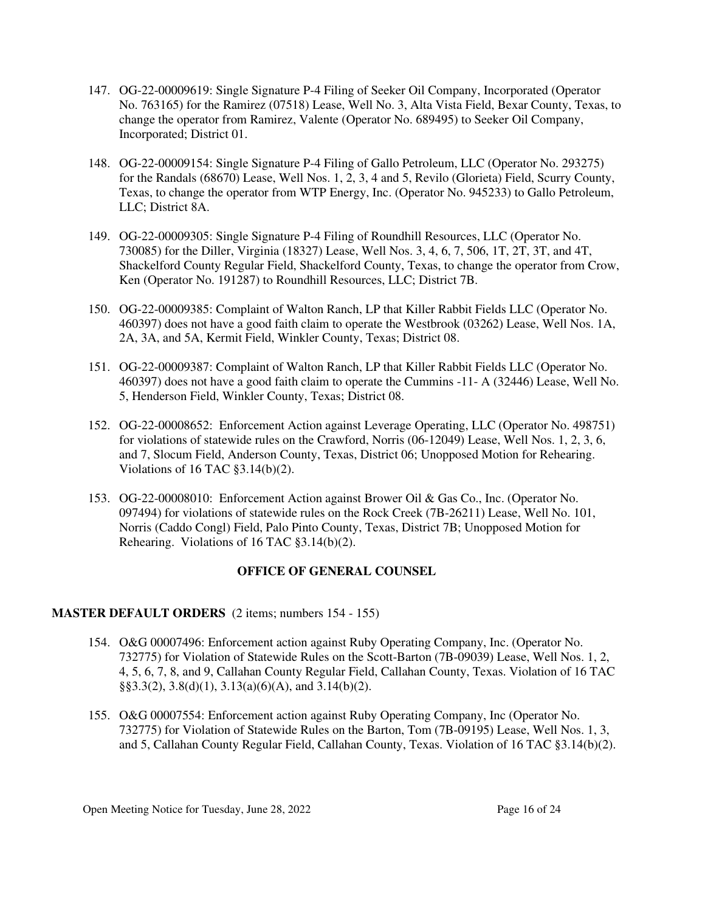147. OG-22-00009619: Single Signature P-4 Filing of Seeker Oil Company, Incorporated (Operator No. 763165) for the Ramirez (07518) Lease, Well No. 3, Alta Vista Field, Bexar County, Texas, to change the operator from Ramirez, Valente (Operator No. 689495) to Seeker Oil Company, Incorporated; District 01.

148. OG-22-00009154: Single Signature P-4 Filing of Gallo Petroleum, LLC (Operator No. 293275) for the Randals (68670) Lease, Well Nos. 1, 2, 3, 4 and 5, Revilo (Glorieta) Field, Scurry County, Texas, to change the operator from WTP Energy, Inc. (Operator No. 945233) to Gallo Petroleum, LLC; District 8A.

149. OG-22-00009305: Single Signature P-4 Filing of Roundhill Resources, LLC (Operator No. 730085) for the Diller, Virginia (18327) Lease, Well Nos. 3, 4, 6, 7, 506, 1T, 2T, 3T, and 4T, Shackelford County Regular Field, Shackelford County, Texas, to change the operator from Crow, Ken (Operator No. 191287) to Roundhill Resources, LLC; District 7B.

150. OG-22-00009385: Complaint of Walton Ranch, LP that Killer Rabbit Fields LLC (Operator No. 460397) does not have a good faith claim to operate the Westbrook (03262) Lease, Well Nos. 1A, 2A, 3A, and 5A, Kermit Field, Winkler County, Texas; District 08.

151. OG-22-00009387: Complaint of Walton Ranch, LP that Killer Rabbit Fields LLC (Operator No. 460397) does not have a good faith claim to operate the Cummins -11- A (32446) Lease, Well No. 5, Henderson Field, Winkler County, Texas; District 08.

152. OG-22-00008652: Enforcement Action against Leverage Operating, LLC (Operator No. 498751) for violations of statewide rules on the Crawford, Norris (06-12049) Lease, Well Nos. 1, 2, 3, 6, and 7, Slocum Field, Anderson County, Texas, District 06; Unopposed Motion for Rehearing. Violations of 16 TAC §3.14(b)(2).

153. OG-22-00008010: Enforcement Action against Brower Oil & Gas Co., Inc. (Operator No. 097494) for violations of statewide rules on the Rock Creek (7B-26211) Lease, Well No. 101, Norris (Caddo Congl) Field, Palo Pinto County, Texas, District 7B; Unopposed Motion for Rehearing. Violations of 16 TAC §3.14(b)(2).

## OFFICE OF GENERAL COUNSEL

**MASTER DEFAULT ORDERS** (2 items; numbers 154 - 155)

154. O&G 00007496: Enforcement action against Ruby Operating Company, Inc. (Operator No. 732775) for Violation of Statewide Rules on the Scott-Barton (7B-09039) Lease, Well Nos. 1, 2, 4, 5, 6, 7, 8, and 9, Callahan County Regular Field, Callahan County, Texas. Violation of 16 TAC §§3.3(2), 3.8(d)(1), 3.13(a)(6)(A), and 3.14(b)(2).

155. O&G 00007554: Enforcement action against Ruby Operating Company, Inc (Operator No. 732775) for Violation of Statewide Rules on the Barton, Tom (7B-09195) Lease, Well Nos. 1, 3, and 5, Callahan County Regular Field, Callahan County, Texas. Violation of 16 TAC §3.14(b)(2).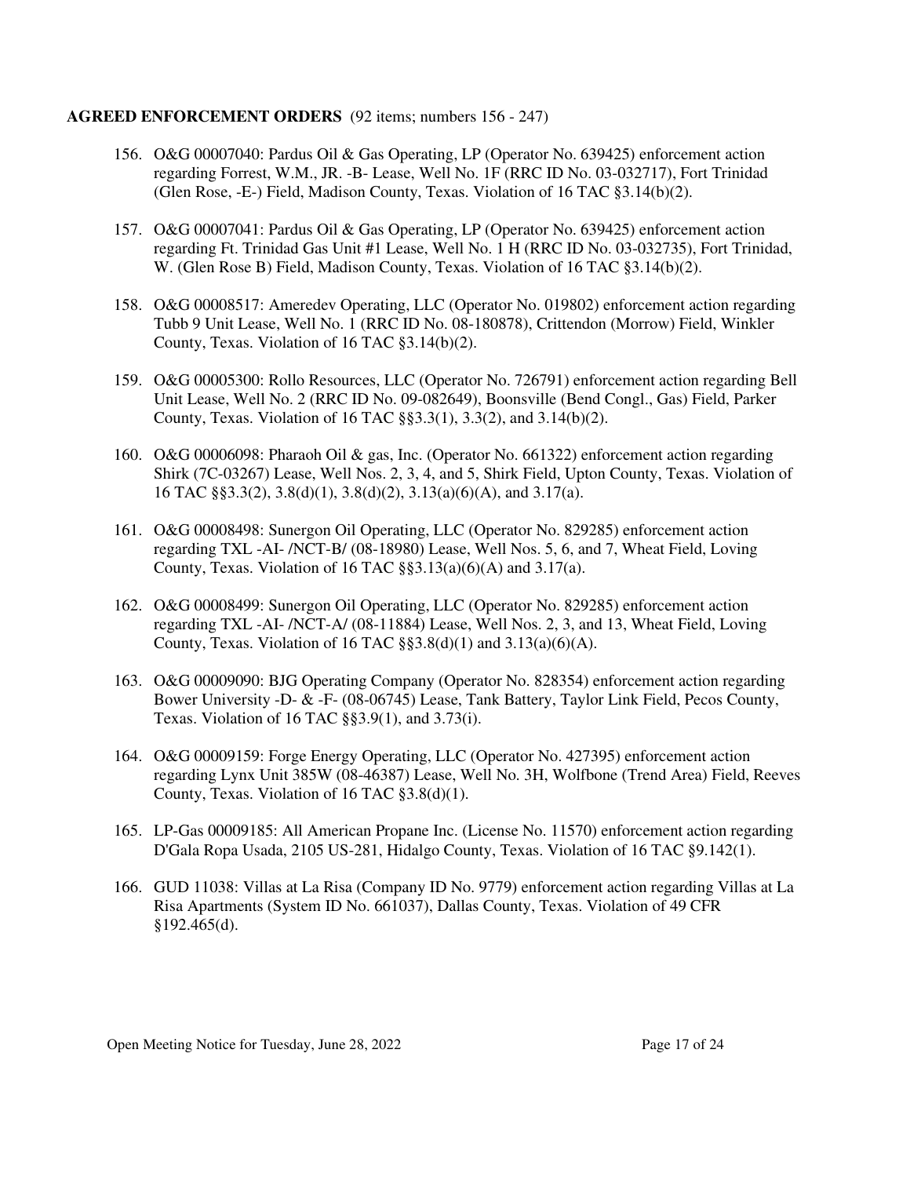**AGREED ENFORCEMENT ORDERS** (92 items; numbers 156 - 247)

156. O&G 00007040: Pardus Oil & Gas Operating, LP (Operator No. 639425) enforcement action regarding Forrest, W.M., JR. -B- Lease, Well No. 1F (RRC ID No. 03-032717), Fort Trinidad (Glen Rose, -E-) Field, Madison County, Texas. Violation of 16 TAC §3.14(b)(2).

157. O&G 00007041: Pardus Oil & Gas Operating, LP (Operator No. 639425) enforcement action regarding Ft. Trinidad Gas Unit #1 Lease, Well No. 1 H (RRC ID No. 03-032735), Fort Trinidad, W. (Glen Rose B) Field, Madison County, Texas. Violation of 16 TAC §3.14(b)(2).

158. O&G 00008517: Ameredev Operating, LLC (Operator No. 019802) enforcement action regarding Tubb 9 Unit Lease, Well No. 1 (RRC ID No. 08-180878), Crittendon (Morrow) Field, Winkler County, Texas. Violation of 16 TAC §3.14(b)(2).

159. O&G 00005300: Rollo Resources, LLC (Operator No. 726791) enforcement action regarding Bell Unit Lease, Well No. 2 (RRC ID No. 09-082649), Boonsville (Bend Congl., Gas) Field, Parker County, Texas. Violation of 16 TAC §§3.3(1), 3.3(2), and 3.14(b)(2).

160. O&G 00006098: Pharaoh Oil & gas, Inc. (Operator No. 661322) enforcement action regarding Shirk (7C-03267) Lease, Well Nos. 2, 3, 4, and 5, Shirk Field, Upton County, Texas. Violation of 16 TAC §§3.3(2), 3.8(d)(1), 3.8(d)(2), 3.13(a)(6)(A), and 3.17(a).

161. O&G 00008498: Sunergon Oil Operating, LLC (Operator No. 829285) enforcement action regarding TXL -AI- /NCT-B/ (08-18980) Lease, Well Nos. 5, 6, and 7, Wheat Field, Loving County, Texas. Violation of 16 TAC §§3.13(a)(6)(A) and 3.17(a).

162. O&G 00008499: Sunergon Oil Operating, LLC (Operator No. 829285) enforcement action regarding TXL -AI- /NCT-A/ (08-11884) Lease, Well Nos. 2, 3, and 13, Wheat Field, Loving County, Texas. Violation of 16 TAC §§3.8(d)(1) and 3.13(a)(6)(A).

163. O&G 00009090: BJG Operating Company (Operator No. 828354) enforcement action regarding Bower University -D- & -F- (08-06745) Lease, Tank Battery, Taylor Link Field, Pecos County, Texas. Violation of 16 TAC §§3.9(1), and 3.73(i).

164. O&G 00009159: Forge Energy Operating, LLC (Operator No. 427395) enforcement action regarding Lynx Unit 385W (08-46387) Lease, Well No. 3H, Wolfbone (Trend Area) Field, Reeves County, Texas. Violation of 16 TAC §3.8(d)(1).

165. LP-Gas 00009185: All American Propane Inc. (License No. 11570) enforcement action regarding D'Gala Ropa Usada, 2105 US-281, Hidalgo County, Texas. Violation of 16 TAC §9.142(1).

166. GUD 11038: Villas at La Risa (Company ID No. 9779) enforcement action regarding Villas at La Risa Apartments (System ID No. 661037), Dallas County, Texas. Violation of 49 CFR §192.465(d).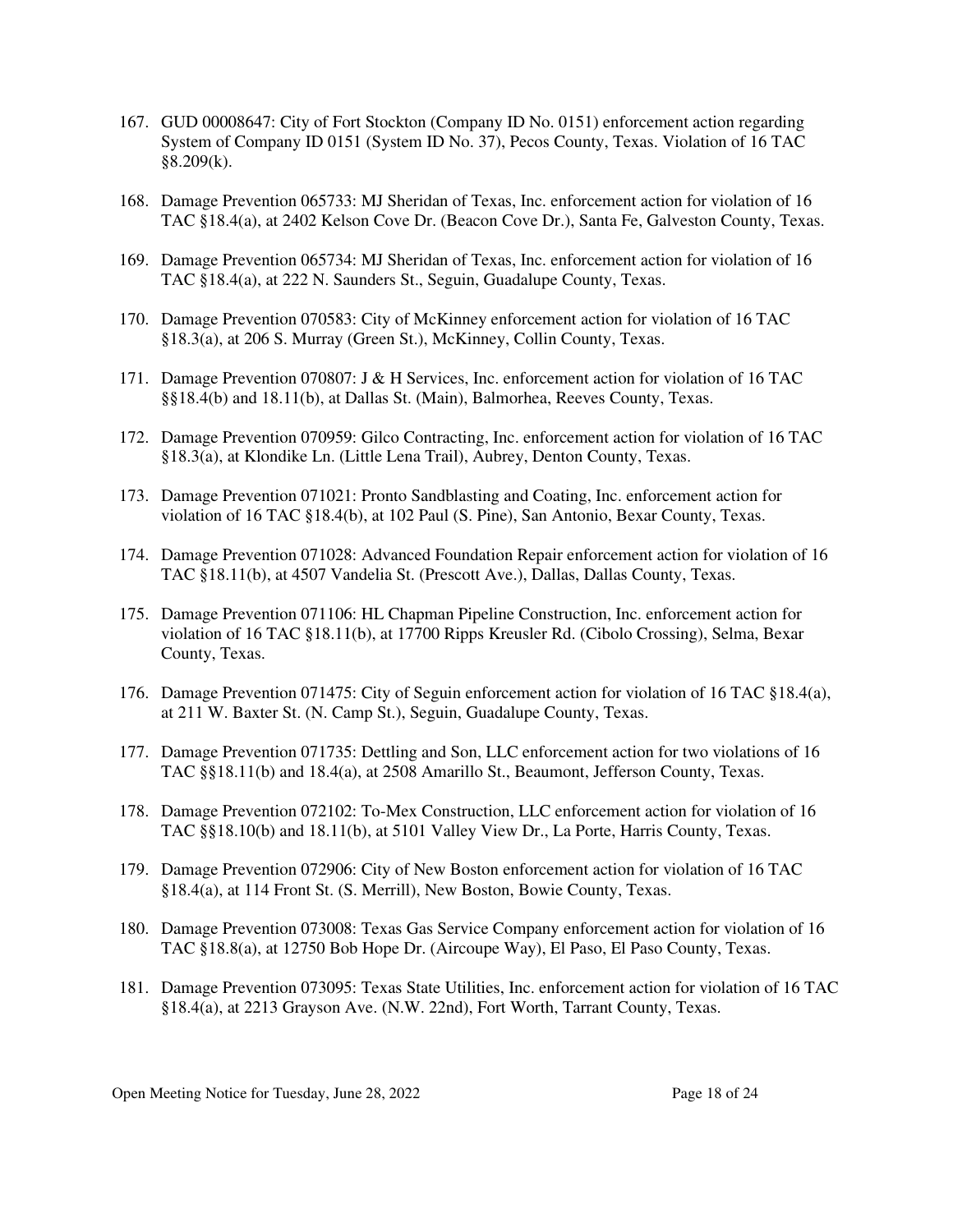167. GUD 00008647: City of Fort Stockton (Company ID No. 0151) enforcement action regarding System of Company ID 0151 (System ID No. 37), Pecos County, Texas. Violation of 16 TAC §8.209(k).

168. Damage Prevention 065733: MJ Sheridan of Texas, Inc. enforcement action for violation of 16 TAC §18.4(a), at 2402 Kelson Cove Dr. (Beacon Cove Dr.), Santa Fe, Galveston County, Texas.

169. Damage Prevention 065734: MJ Sheridan of Texas, Inc. enforcement action for violation of 16 TAC §18.4(a), at 222 N. Saunders St., Seguin, Guadalupe County, Texas.

170. Damage Prevention 070583: City of McKinney enforcement action for violation of 16 TAC §18.3(a), at 206 S. Murray (Green St.), McKinney, Collin County, Texas.

171. Damage Prevention 070807: J & H Services, Inc. enforcement action for violation of 16 TAC §§18.4(b) and 18.11(b), at Dallas St. (Main), Balmorhea, Reeves County, Texas.

172. Damage Prevention 070959: Gilco Contracting, Inc. enforcement action for violation of 16 TAC §18.3(a), at Klondike Ln. (Little Lena Trail), Aubrey, Denton County, Texas.

173. Damage Prevention 071021: Pronto Sandblasting and Coating, Inc. enforcement action for violation of 16 TAC §18.4(b), at 102 Paul (S. Pine), San Antonio, Bexar County, Texas.

174. Damage Prevention 071028: Advanced Foundation Repair enforcement action for violation of 16 TAC §18.11(b), at 4507 Vandelia St. (Prescott Ave.), Dallas, Dallas County, Texas.

175. Damage Prevention 071106: HL Chapman Pipeline Construction, Inc. enforcement action for violation of 16 TAC §18.11(b), at 17700 Ripps Kreusler Rd. (Cibolo Crossing), Selma, Bexar County, Texas.

176. Damage Prevention 071475: City of Seguin enforcement action for violation of 16 TAC §18.4(a), at 211 W. Baxter St. (N. Camp St.), Seguin, Guadalupe County, Texas.

177. Damage Prevention 071735: Dettling and Son, LLC enforcement action for two violations of 16 TAC §§18.11(b) and 18.4(a), at 2508 Amarillo St., Beaumont, Jefferson County, Texas.

178. Damage Prevention 072102: To-Mex Construction, LLC enforcement action for violation of 16 TAC §§18.10(b) and 18.11(b), at 5101 Valley View Dr., La Porte, Harris County, Texas.

179. Damage Prevention 072906: City of New Boston enforcement action for violation of 16 TAC §18.4(a), at 114 Front St. (S. Merrill), New Boston, Bowie County, Texas.

180. Damage Prevention 073008: Texas Gas Service Company enforcement action for violation of 16 TAC §18.8(a), at 12750 Bob Hope Dr. (Aircoupe Way), El Paso, El Paso County, Texas.

181. Damage Prevention 073095: Texas State Utilities, Inc. enforcement action for violation of 16 TAC §18.4(a), at 2213 Grayson Ave. (N.W. 22nd), Fort Worth, Tarrant County, Texas.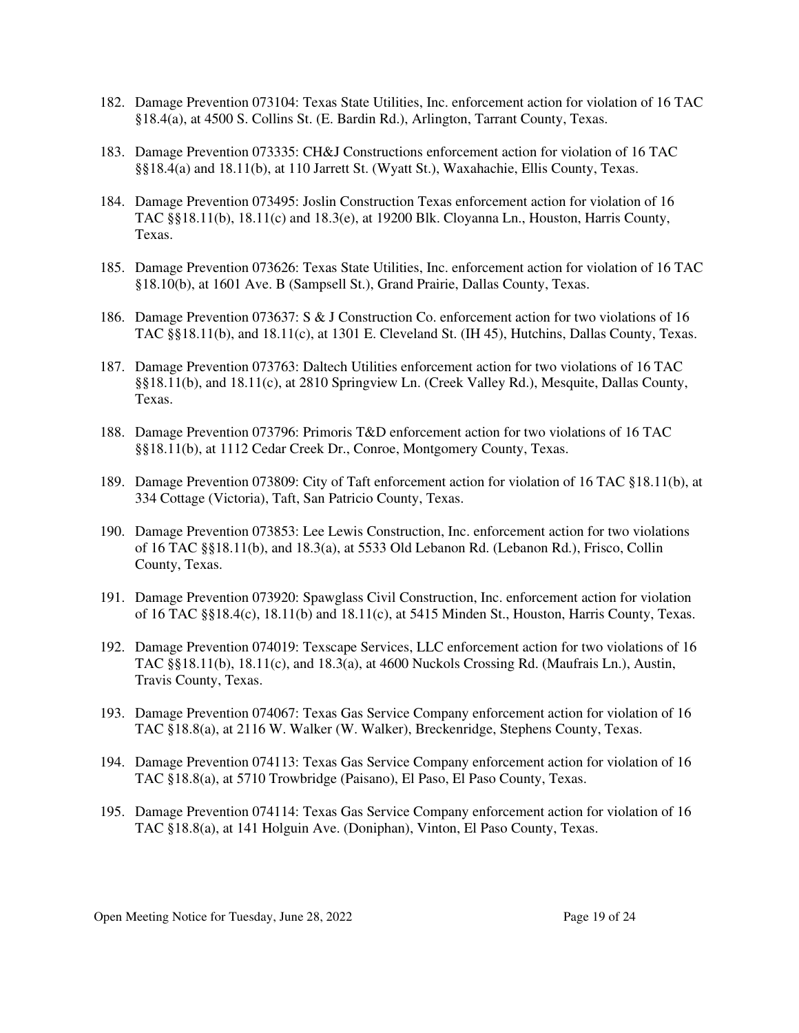182. Damage Prevention 073104: Texas State Utilities, Inc. enforcement action for violation of 16 TAC §18.4(a), at 4500 S. Collins St. (E. Bardin Rd.), Arlington, Tarrant County, Texas.

183. Damage Prevention 073335: CH&J Constructions enforcement action for violation of 16 TAC §§18.4(a) and 18.11(b), at 110 Jarrett St. (Wyatt St.), Waxahachie, Ellis County, Texas.

184. Damage Prevention 073495: Joslin Construction Texas enforcement action for violation of 16 TAC §§18.11(b), 18.11(c) and 18.3(e), at 19200 Blk. Cloyanna Ln., Houston, Harris County, Texas.

185. Damage Prevention 073626: Texas State Utilities, Inc. enforcement action for violation of 16 TAC §18.10(b), at 1601 Ave. B (Sampsell St.), Grand Prairie, Dallas County, Texas.

186. Damage Prevention 073637: S & J Construction Co. enforcement action for two violations of 16 TAC §§18.11(b), and 18.11(c), at 1301 E. Cleveland St. (IH 45), Hutchins, Dallas County, Texas.

187. Damage Prevention 073763: Daltech Utilities enforcement action for two violations of 16 TAC §§18.11(b), and 18.11(c), at 2810 Springview Ln. (Creek Valley Rd.), Mesquite, Dallas County, Texas.

188. Damage Prevention 073796: Primoris T&D enforcement action for two violations of 16 TAC §§18.11(b), at 1112 Cedar Creek Dr., Conroe, Montgomery County, Texas.

189. Damage Prevention 073809: City of Taft enforcement action for violation of 16 TAC §18.11(b), at 334 Cottage (Victoria), Taft, San Patricio County, Texas.

190. Damage Prevention 073853: Lee Lewis Construction, Inc. enforcement action for two violations of 16 TAC §§18.11(b), and 18.3(a), at 5533 Old Lebanon Rd. (Lebanon Rd.), Frisco, Collin County, Texas.

191. Damage Prevention 073920: Spawglass Civil Construction, Inc. enforcement action for violation of 16 TAC §§18.4(c), 18.11(b) and 18.11(c), at 5415 Minden St., Houston, Harris County, Texas.

192. Damage Prevention 074019: Texscape Services, LLC enforcement action for two violations of 16 TAC §§18.11(b), 18.11(c), and 18.3(a), at 4600 Nuckols Crossing Rd. (Maufrais Ln.), Austin, Travis County, Texas.

193. Damage Prevention 074067: Texas Gas Service Company enforcement action for violation of 16 TAC §18.8(a), at 2116 W. Walker (W. Walker), Breckenridge, Stephens County, Texas.

194. Damage Prevention 074113: Texas Gas Service Company enforcement action for violation of 16 TAC §18.8(a), at 5710 Trowbridge (Paisano), El Paso, El Paso County, Texas.

195. Damage Prevention 074114: Texas Gas Service Company enforcement action for violation of 16 TAC §18.8(a), at 141 Holguin Ave. (Doniphan), Vinton, El Paso County, Texas.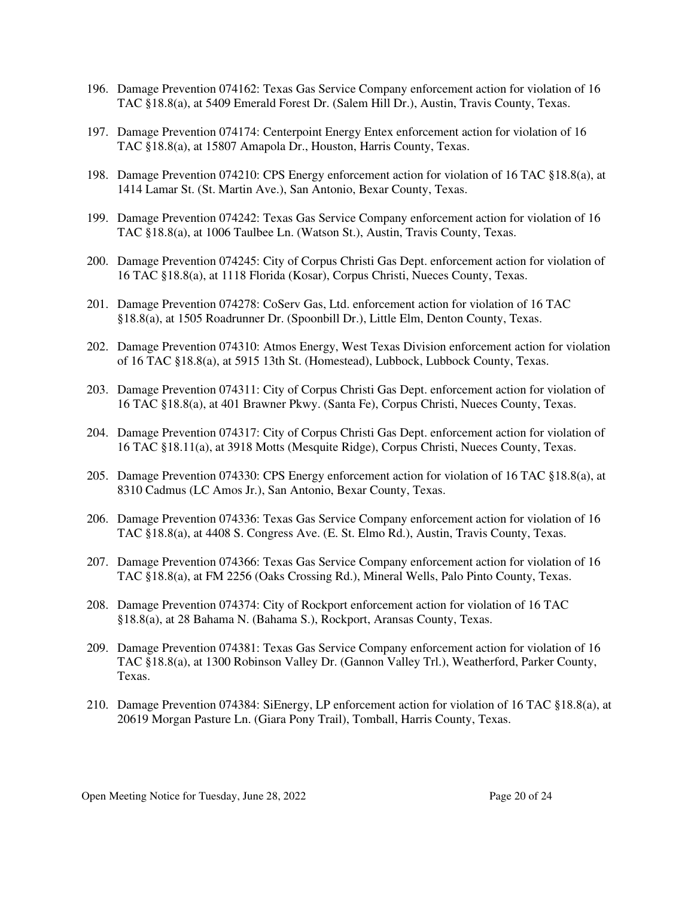196. Damage Prevention 074162: Texas Gas Service Company enforcement action for violation of 16 TAC §18.8(a), at 5409 Emerald Forest Dr. (Salem Hill Dr.), Austin, Travis County, Texas.

197. Damage Prevention 074174: Centerpoint Energy Entex enforcement action for violation of 16 TAC §18.8(a), at 15807 Amapola Dr., Houston, Harris County, Texas.

198. Damage Prevention 074210: CPS Energy enforcement action for violation of 16 TAC §18.8(a), at 1414 Lamar St. (St. Martin Ave.), San Antonio, Bexar County, Texas.

199. Damage Prevention 074242: Texas Gas Service Company enforcement action for violation of 16 TAC §18.8(a), at 1006 Taulbee Ln. (Watson St.), Austin, Travis County, Texas.

200. Damage Prevention 074245: City of Corpus Christi Gas Dept. enforcement action for violation of 16 TAC §18.8(a), at 1118 Florida (Kosar), Corpus Christi, Nueces County, Texas.

201. Damage Prevention 074278: CoServ Gas, Ltd. enforcement action for violation of 16 TAC §18.8(a), at 1505 Roadrunner Dr. (Spoonbill Dr.), Little Elm, Denton County, Texas.

202. Damage Prevention 074310: Atmos Energy, West Texas Division enforcement action for violation of 16 TAC §18.8(a), at 5915 13th St. (Homestead), Lubbock, Lubbock County, Texas.

203. Damage Prevention 074311: City of Corpus Christi Gas Dept. enforcement action for violation of 16 TAC §18.8(a), at 401 Brawner Pkwy. (Santa Fe), Corpus Christi, Nueces County, Texas.

204. Damage Prevention 074317: City of Corpus Christi Gas Dept. enforcement action for violation of 16 TAC §18.11(a), at 3918 Motts (Mesquite Ridge), Corpus Christi, Nueces County, Texas.

205. Damage Prevention 074330: CPS Energy enforcement action for violation of 16 TAC §18.8(a), at 8310 Cadmus (LC Amos Jr.), San Antonio, Bexar County, Texas.

206. Damage Prevention 074336: Texas Gas Service Company enforcement action for violation of 16 TAC §18.8(a), at 4408 S. Congress Ave. (E. St. Elmo Rd.), Austin, Travis County, Texas.

207. Damage Prevention 074366: Texas Gas Service Company enforcement action for violation of 16 TAC §18.8(a), at FM 2256 (Oaks Crossing Rd.), Mineral Wells, Palo Pinto County, Texas.

208. Damage Prevention 074374: City of Rockport enforcement action for violation of 16 TAC §18.8(a), at 28 Bahama N. (Bahama S.), Rockport, Aransas County, Texas.

209. Damage Prevention 074381: Texas Gas Service Company enforcement action for violation of 16 TAC §18.8(a), at 1300 Robinson Valley Dr. (Gannon Valley Trl.), Weatherford, Parker County, Texas.

210. Damage Prevention 074384: SiEnergy, LP enforcement action for violation of 16 TAC §18.8(a), at 20619 Morgan Pasture Ln. (Giara Pony Trail), Tomball, Harris County, Texas.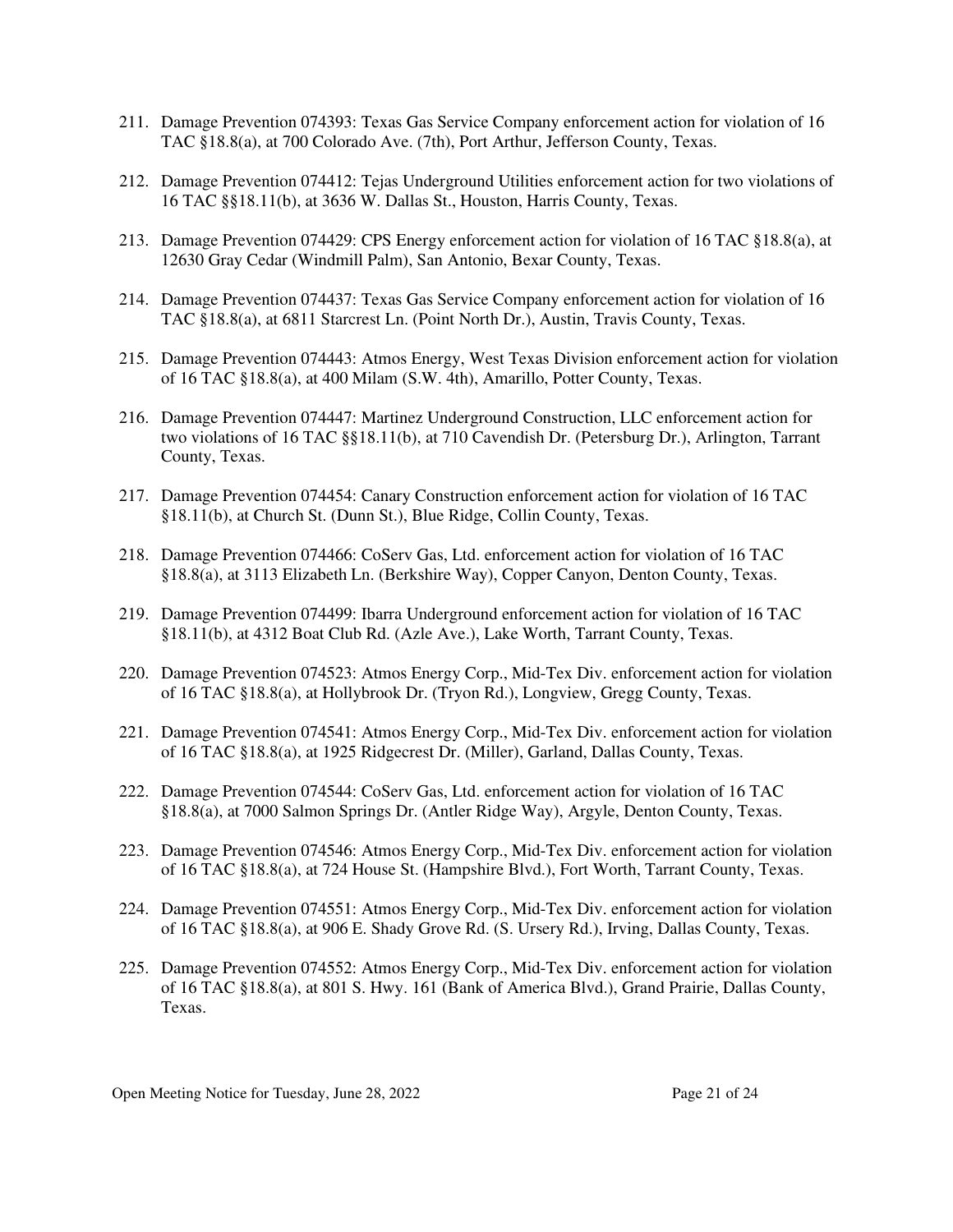211. Damage Prevention 074393: Texas Gas Service Company enforcement action for violation of 16 TAC §18.8(a), at 700 Colorado Ave. (7th), Port Arthur, Jefferson County, Texas.

212. Damage Prevention 074412: Tejas Underground Utilities enforcement action for two violations of 16 TAC §§18.11(b), at 3636 W. Dallas St., Houston, Harris County, Texas.

213. Damage Prevention 074429: CPS Energy enforcement action for violation of 16 TAC §18.8(a), at 12630 Gray Cedar (Windmill Palm), San Antonio, Bexar County, Texas.

214. Damage Prevention 074437: Texas Gas Service Company enforcement action for violation of 16 TAC §18.8(a), at 6811 Starcrest Ln. (Point North Dr.), Austin, Travis County, Texas.

215. Damage Prevention 074443: Atmos Energy, West Texas Division enforcement action for violation of 16 TAC §18.8(a), at 400 Milam (S.W. 4th), Amarillo, Potter County, Texas.

216. Damage Prevention 074447: Martinez Underground Construction, LLC enforcement action for two violations of 16 TAC §§18.11(b), at 710 Cavendish Dr. (Petersburg Dr.), Arlington, Tarrant County, Texas.

217. Damage Prevention 074454: Canary Construction enforcement action for violation of 16 TAC §18.11(b), at Church St. (Dunn St.), Blue Ridge, Collin County, Texas.

218. Damage Prevention 074466: CoServ Gas, Ltd. enforcement action for violation of 16 TAC §18.8(a), at 3113 Elizabeth Ln. (Berkshire Way), Copper Canyon, Denton County, Texas.

219. Damage Prevention 074499: Ibarra Underground enforcement action for violation of 16 TAC §18.11(b), at 4312 Boat Club Rd. (Azle Ave.), Lake Worth, Tarrant County, Texas.

220. Damage Prevention 074523: Atmos Energy Corp., Mid-Tex Div. enforcement action for violation of 16 TAC §18.8(a), at Hollybrook Dr. (Tryon Rd.), Longview, Gregg County, Texas.

221. Damage Prevention 074541: Atmos Energy Corp., Mid-Tex Div. enforcement action for violation of 16 TAC §18.8(a), at 1925 Ridgecrest Dr. (Miller), Garland, Dallas County, Texas.

222. Damage Prevention 074544: CoServ Gas, Ltd. enforcement action for violation of 16 TAC §18.8(a), at 7000 Salmon Springs Dr. (Antler Ridge Way), Argyle, Denton County, Texas.

223. Damage Prevention 074546: Atmos Energy Corp., Mid-Tex Div. enforcement action for violation of 16 TAC §18.8(a), at 724 House St. (Hampshire Blvd.), Fort Worth, Tarrant County, Texas.

224. Damage Prevention 074551: Atmos Energy Corp., Mid-Tex Div. enforcement action for violation of 16 TAC §18.8(a), at 906 E. Shady Grove Rd. (S. Ursery Rd.), Irving, Dallas County, Texas.

225. Damage Prevention 074552: Atmos Energy Corp., Mid-Tex Div. enforcement action for violation of 16 TAC §18.8(a), at 801 S. Hwy. 161 (Bank of America Blvd.), Grand Prairie, Dallas County, Texas.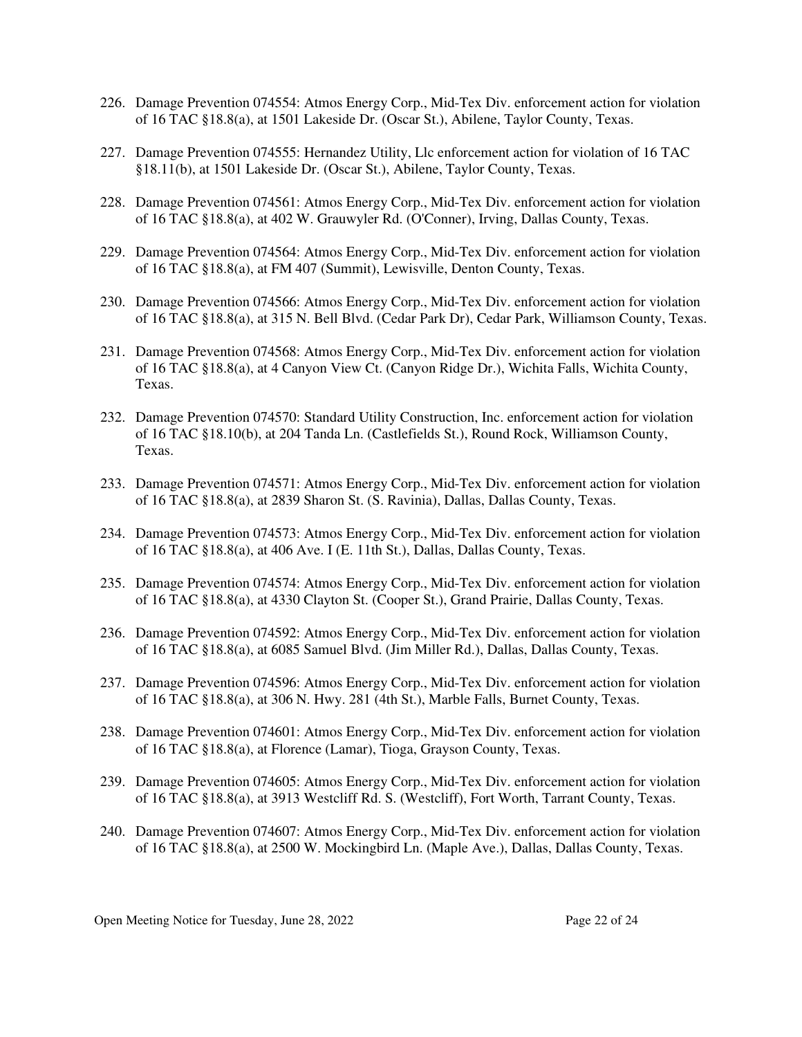226. Damage Prevention 074554: Atmos Energy Corp., Mid-Tex Div. enforcement action for violation of 16 TAC §18.8(a), at 1501 Lakeside Dr. (Oscar St.), Abilene, Taylor County, Texas.

227. Damage Prevention 074555: Hernandez Utility, Llc enforcement action for violation of 16 TAC §18.11(b), at 1501 Lakeside Dr. (Oscar St.), Abilene, Taylor County, Texas.

228. Damage Prevention 074561: Atmos Energy Corp., Mid-Tex Div. enforcement action for violation of 16 TAC §18.8(a), at 402 W. Grauwyler Rd. (O'Conner), Irving, Dallas County, Texas.

229. Damage Prevention 074564: Atmos Energy Corp., Mid-Tex Div. enforcement action for violation of 16 TAC §18.8(a), at FM 407 (Summit), Lewisville, Denton County, Texas.

230. Damage Prevention 074566: Atmos Energy Corp., Mid-Tex Div. enforcement action for violation of 16 TAC §18.8(a), at 315 N. Bell Blvd. (Cedar Park Dr), Cedar Park, Williamson County, Texas.

231. Damage Prevention 074568: Atmos Energy Corp., Mid-Tex Div. enforcement action for violation of 16 TAC §18.8(a), at 4 Canyon View Ct. (Canyon Ridge Dr.), Wichita Falls, Wichita County, Texas.

232. Damage Prevention 074570: Standard Utility Construction, Inc. enforcement action for violation of 16 TAC §18.10(b), at 204 Tanda Ln. (Castlefields St.), Round Rock, Williamson County, Texas.

233. Damage Prevention 074571: Atmos Energy Corp., Mid-Tex Div. enforcement action for violation of 16 TAC §18.8(a), at 2839 Sharon St. (S. Ravinia), Dallas, Dallas County, Texas.

234. Damage Prevention 074573: Atmos Energy Corp., Mid-Tex Div. enforcement action for violation of 16 TAC §18.8(a), at 406 Ave. I (E. 11th St.), Dallas, Dallas County, Texas.

235. Damage Prevention 074574: Atmos Energy Corp., Mid-Tex Div. enforcement action for violation of 16 TAC §18.8(a), at 4330 Clayton St. (Cooper St.), Grand Prairie, Dallas County, Texas.

236. Damage Prevention 074592: Atmos Energy Corp., Mid-Tex Div. enforcement action for violation of 16 TAC §18.8(a), at 6085 Samuel Blvd. (Jim Miller Rd.), Dallas, Dallas County, Texas.

237. Damage Prevention 074596: Atmos Energy Corp., Mid-Tex Div. enforcement action for violation of 16 TAC §18.8(a), at 306 N. Hwy. 281 (4th St.), Marble Falls, Burnet County, Texas.

238. Damage Prevention 074601: Atmos Energy Corp., Mid-Tex Div. enforcement action for violation of 16 TAC §18.8(a), at Florence (Lamar), Tioga, Grayson County, Texas.

239. Damage Prevention 074605: Atmos Energy Corp., Mid-Tex Div. enforcement action for violation of 16 TAC §18.8(a), at 3913 Westcliff Rd. S. (Westcliff), Fort Worth, Tarrant County, Texas.

240. Damage Prevention 074607: Atmos Energy Corp., Mid-Tex Div. enforcement action for violation of 16 TAC §18.8(a), at 2500 W. Mockingbird Ln. (Maple Ave.), Dallas, Dallas County, Texas.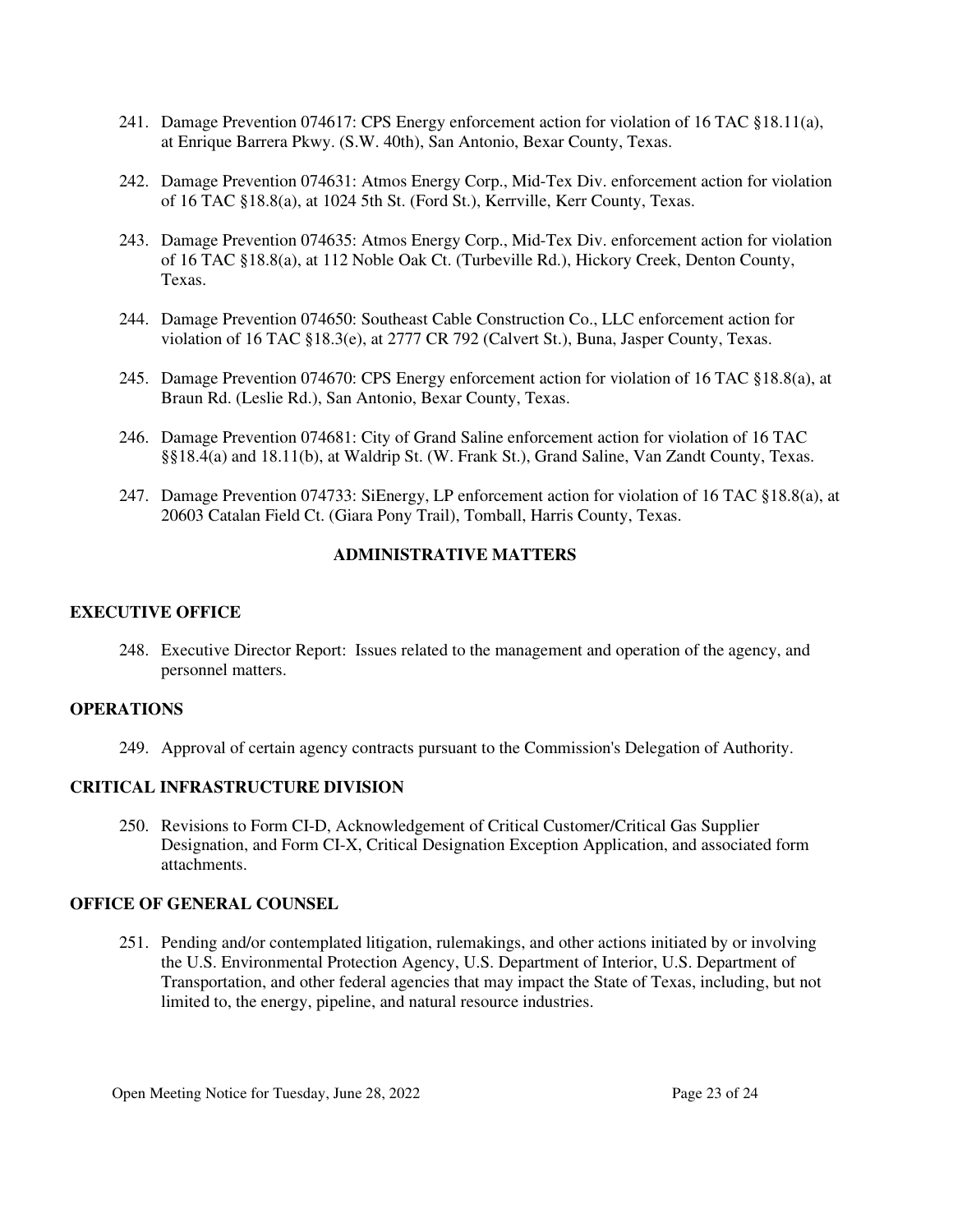241. Damage Prevention 074617: CPS Energy enforcement action for violation of 16 TAC §18.11(a), at Enrique Barrera Pkwy. (S.W. 40th), San Antonio, Bexar County, Texas.

242. Damage Prevention 074631: Atmos Energy Corp., Mid-Tex Div. enforcement action for violation of 16 TAC §18.8(a), at 1024 5th St. (Ford St.), Kerrville, Kerr County, Texas.

243. Damage Prevention 074635: Atmos Energy Corp., Mid-Tex Div. enforcement action for violation of 16 TAC §18.8(a), at 112 Noble Oak Ct. (Turbeville Rd.), Hickory Creek, Denton County, Texas.

244. Damage Prevention 074650: Southeast Cable Construction Co., LLC enforcement action for violation of 16 TAC §18.3(e), at 2777 CR 792 (Calvert St.), Buna, Jasper County, Texas.

245. Damage Prevention 074670: CPS Energy enforcement action for violation of 16 TAC §18.8(a), at Braun Rd. (Leslie Rd.), San Antonio, Bexar County, Texas.

246. Damage Prevention 074681: City of Grand Saline enforcement action for violation of 16 TAC §§18.4(a) and 18.11(b), at Waldrip St. (W. Frank St.), Grand Saline, Van Zandt County, Texas.

247. Damage Prevention 074733: SiEnergy, LP enforcement action for violation of 16 TAC §18.8(a), at 20603 Catalan Field Ct. (Giara Pony Trail), Tomball, Harris County, Texas.

## ADMINISTRATIVE MATTERS

### EXECUTIVE OFFICE

248. Executive Director Report: Issues related to the management and operation of the agency, and personnel matters.

### OPERATIONS

249. Approval of certain agency contracts pursuant to the Commission's Delegation of Authority.

### CRITICAL INFRASTRUCTURE DIVISION

250. Revisions to Form CI-D, Acknowledgement of Critical Customer/Critical Gas Supplier Designation, and Form CI-X, Critical Designation Exception Application, and associated form attachments.

### OFFICE OF GENERAL COUNSEL

251. Pending and/or contemplated litigation, rulemakings, and other actions initiated by or involving the U.S. Environmental Protection Agency, U.S. Department of Interior, U.S. Department of Transportation, and other federal agencies that may impact the State of Texas, including, but not limited to, the energy, pipeline, and natural resource industries.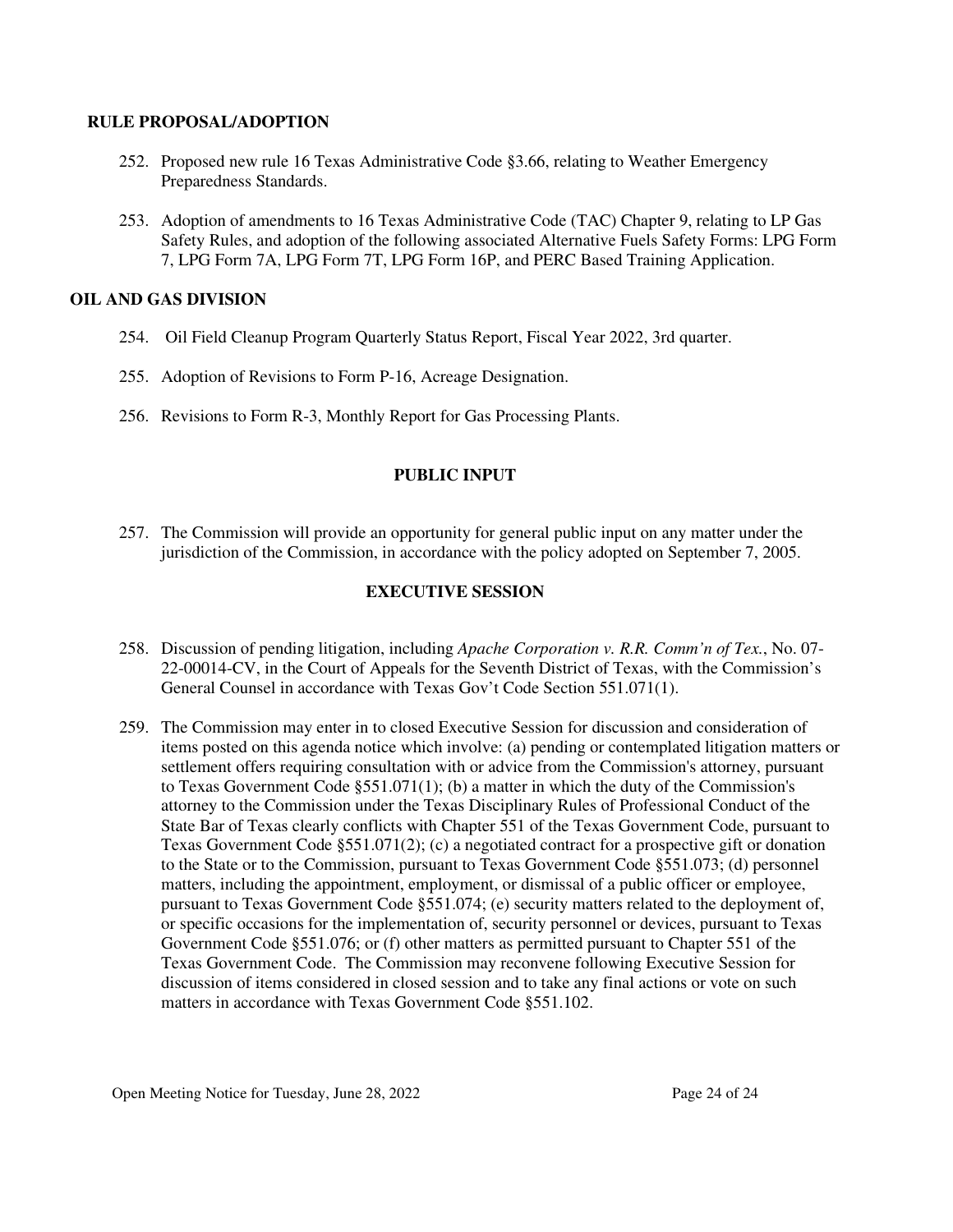### RULE PROPOSAL/ADOPTION

252. Proposed new rule 16 Texas Administrative Code §3.66, relating to Weather Emergency Preparedness Standards.

253. Adoption of amendments to 16 Texas Administrative Code (TAC) Chapter 9, relating to LP Gas Safety Rules, and adoption of the following associated Alternative Fuels Safety Forms: LPG Form 7, LPG Form 7A, LPG Form 7T, LPG Form 16P, and PERC Based Training Application.

### OIL AND GAS DIVISION

254. Oil Field Cleanup Program Quarterly Status Report, Fiscal Year 2022, 3rd quarter.

255. Adoption of Revisions to Form P-16, Acreage Designation.

256. Revisions to Form R-3, Monthly Report for Gas Processing Plants.

## PUBLIC INPUT

257. The Commission will provide an opportunity for general public input on any matter under the jurisdiction of the Commission, in accordance with the policy adopted on September 7, 2005.

## EXECUTIVE SESSION

258. Discussion of pending litigation, including *Apache Corporation v. R.R. Comm'n of Tex.*, No. 07-22-00014-CV, in the Court of Appeals for the Seventh District of Texas, with the Commission's General Counsel in accordance with Texas Gov't Code Section 551.071(1).

259. The Commission may enter in to closed Executive Session for discussion and consideration of items posted on this agenda notice which involve: (a) pending or contemplated litigation matters or settlement offers requiring consultation with or advice from the Commission's attorney, pursuant to Texas Government Code §551.071(1); (b) a matter in which the duty of the Commission's attorney to the Commission under the Texas Disciplinary Rules of Professional Conduct of the State Bar of Texas clearly conflicts with Chapter 551 of the Texas Government Code, pursuant to Texas Government Code §551.071(2); (c) a negotiated contract for a prospective gift or donation to the State or to the Commission, pursuant to Texas Government Code §551.073; (d) personnel matters, including the appointment, employment, or dismissal of a public officer or employee, pursuant to Texas Government Code §551.074; (e) security matters related to the deployment of, or specific occasions for the implementation of, security personnel or devices, pursuant to Texas Government Code §551.076; or (f) other matters as permitted pursuant to Chapter 551 of the Texas Government Code. The Commission may reconvene following Executive Session for discussion of items considered in closed session and to take any final actions or vote on such matters in accordance with Texas Government Code §551.102.